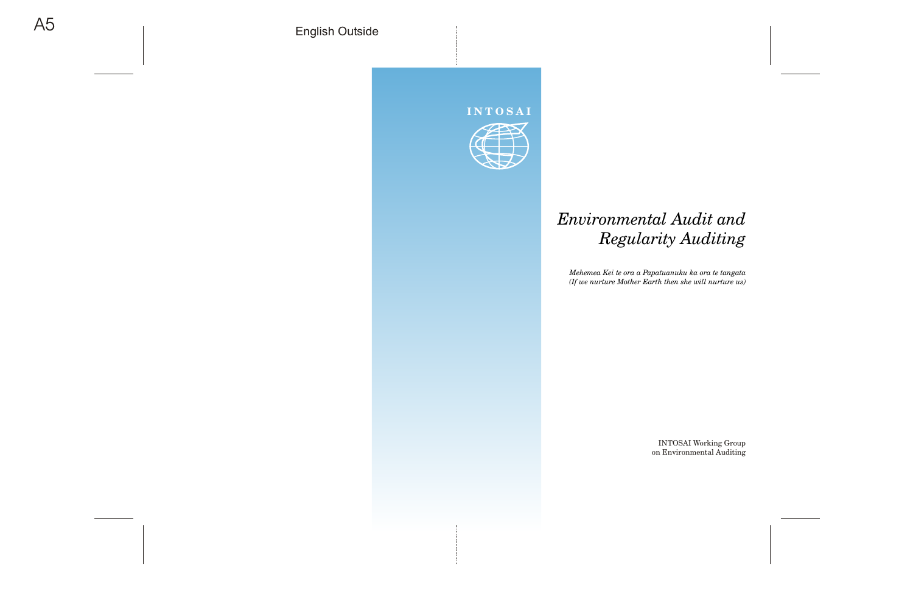INTOSAI

# *Environmental Audit and Regularity Auditing*

*Mehemea Kei te ora a Papatuanuku ka ora te tangata*
*(If we nurture Mother Earth then she will nurture us)*

INTOSAI Working Group
on Environmental Auditing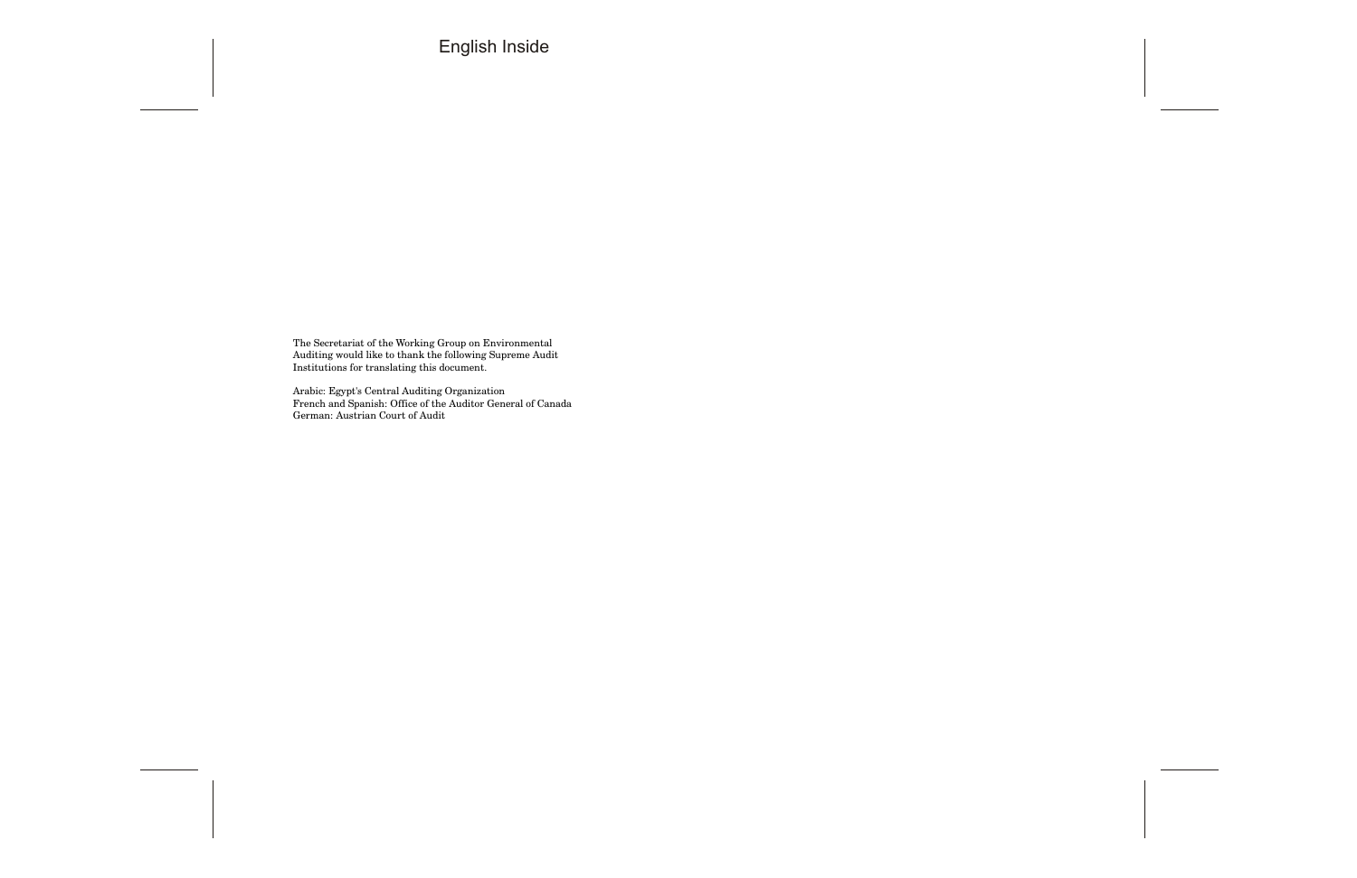English Inside

The Secretariat of the Working Group on Environmental Auditing would like to thank the following Supreme Audit Institutions for translating this document.

Arabic: Egypt's Central Auditing Organization
French and Spanish: Office of the Auditor General of Canada
German: Austrian Court of Audit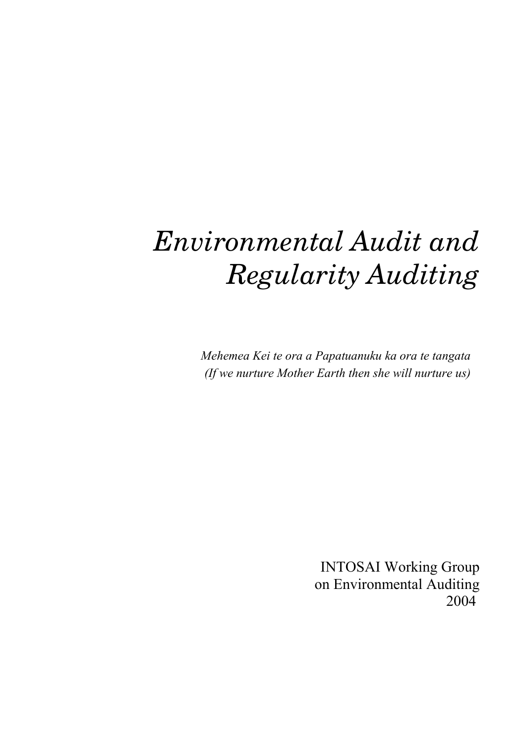# *Environmental Audit and Regularity Auditing*

*Mehemea Kei te ora a Papatuanuku ka ora te tangata*
*(If we nurture Mother Earth then she will nurture us)*

INTOSAI Working Group
on Environmental Auditing
2004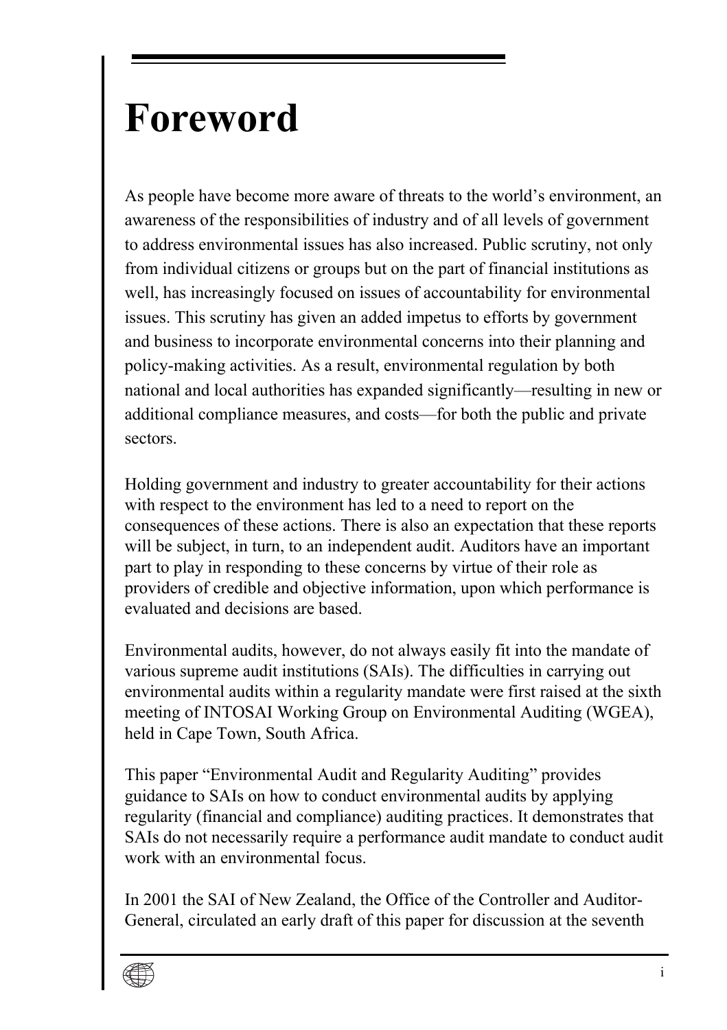# Foreword

As people have become more aware of threats to the world's environment, an awareness of the responsibilities of industry and of all levels of government to address environmental issues has also increased. Public scrutiny, not only from individual citizens or groups but on the part of financial institutions as well, has increasingly focused on issues of accountability for environmental issues. This scrutiny has given an added impetus to efforts by government and business to incorporate environmental concerns into their planning and policy-making activities. As a result, environmental regulation by both national and local authorities has expanded significantly—resulting in new or additional compliance measures, and costs—for both the public and private sectors.

Holding government and industry to greater accountability for their actions with respect to the environment has led to a need to report on the consequences of these actions. There is also an expectation that these reports will be subject, in turn, to an independent audit. Auditors have an important part to play in responding to these concerns by virtue of their role as providers of credible and objective information, upon which performance is evaluated and decisions are based.

Environmental audits, however, do not always easily fit into the mandate of various supreme audit institutions (SAIs). The difficulties in carrying out environmental audits within a regularity mandate were first raised at the sixth meeting of INTOSAI Working Group on Environmental Auditing (WGEA), held in Cape Town, South Africa.

This paper "Environmental Audit and Regularity Auditing" provides guidance to SAIs on how to conduct environmental audits by applying regularity (financial and compliance) auditing practices. It demonstrates that SAIs do not necessarily require a performance audit mandate to conduct audit work with an environmental focus.

In 2001 the SAI of New Zealand, the Office of the Controller and Auditor-General, circulated an early draft of this paper for discussion at the seventh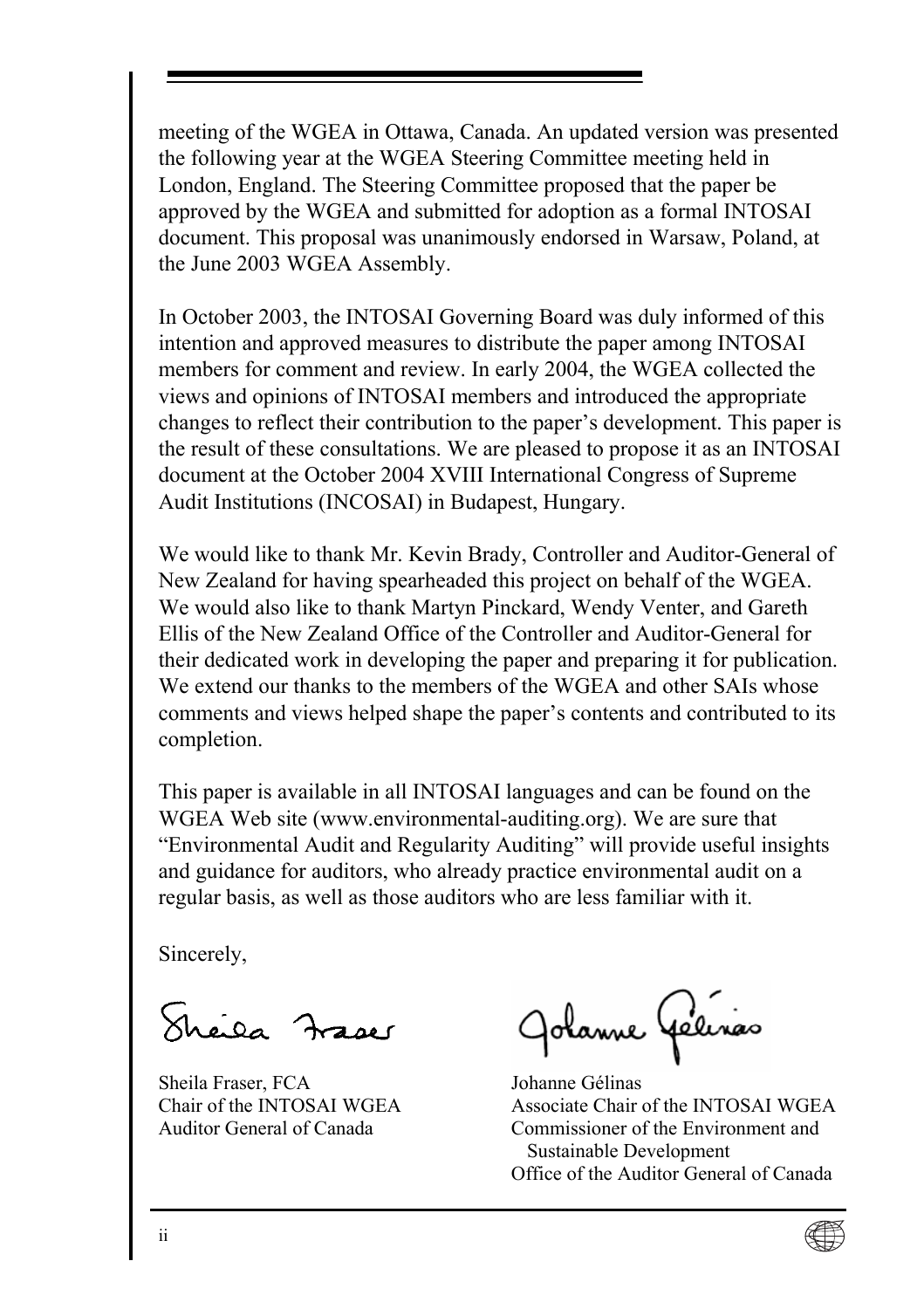meeting of the WGEA in Ottawa, Canada. An updated version was presented the following year at the WGEA Steering Committee meeting held in London, England. The Steering Committee proposed that the paper be approved by the WGEA and submitted for adoption as a formal INTOSAI document. This proposal was unanimously endorsed in Warsaw, Poland, at the June 2003 WGEA Assembly.

In October 2003, the INTOSAI Governing Board was duly informed of this intention and approved measures to distribute the paper among INTOSAI members for comment and review. In early 2004, the WGEA collected the views and opinions of INTOSAI members and introduced the appropriate changes to reflect their contribution to the paper's development. This paper is the result of these consultations. We are pleased to propose it as an INTOSAI document at the October 2004 XVIII International Congress of Supreme Audit Institutions (INCOSAI) in Budapest, Hungary.

We would like to thank Mr. Kevin Brady, Controller and Auditor-General of New Zealand for having spearheaded this project on behalf of the WGEA. We would also like to thank Martyn Pinckard, Wendy Venter, and Gareth Ellis of the New Zealand Office of the Controller and Auditor-General for their dedicated work in developing the paper and preparing it for publication. We extend our thanks to the members of the WGEA and other SAIs whose comments and views helped shape the paper's contents and contributed to its completion.

This paper is available in all INTOSAI languages and can be found on the WGEA Web site (www.environmental-auditing.org). We are sure that "Environmental Audit and Regularity Auditing" will provide useful insights and guidance for auditors, who already practice environmental audit on a regular basis, as well as those auditors who are less familiar with it.

Sincerely,

Sheila Fraser, FCA
Chair of the INTOSAI WGEA
Auditor General of Canada

Johanne Gélinas
Associate Chair of the INTOSAI WGEA
Commissioner of the Environment and Sustainable Development
Office of the Auditor General of Canada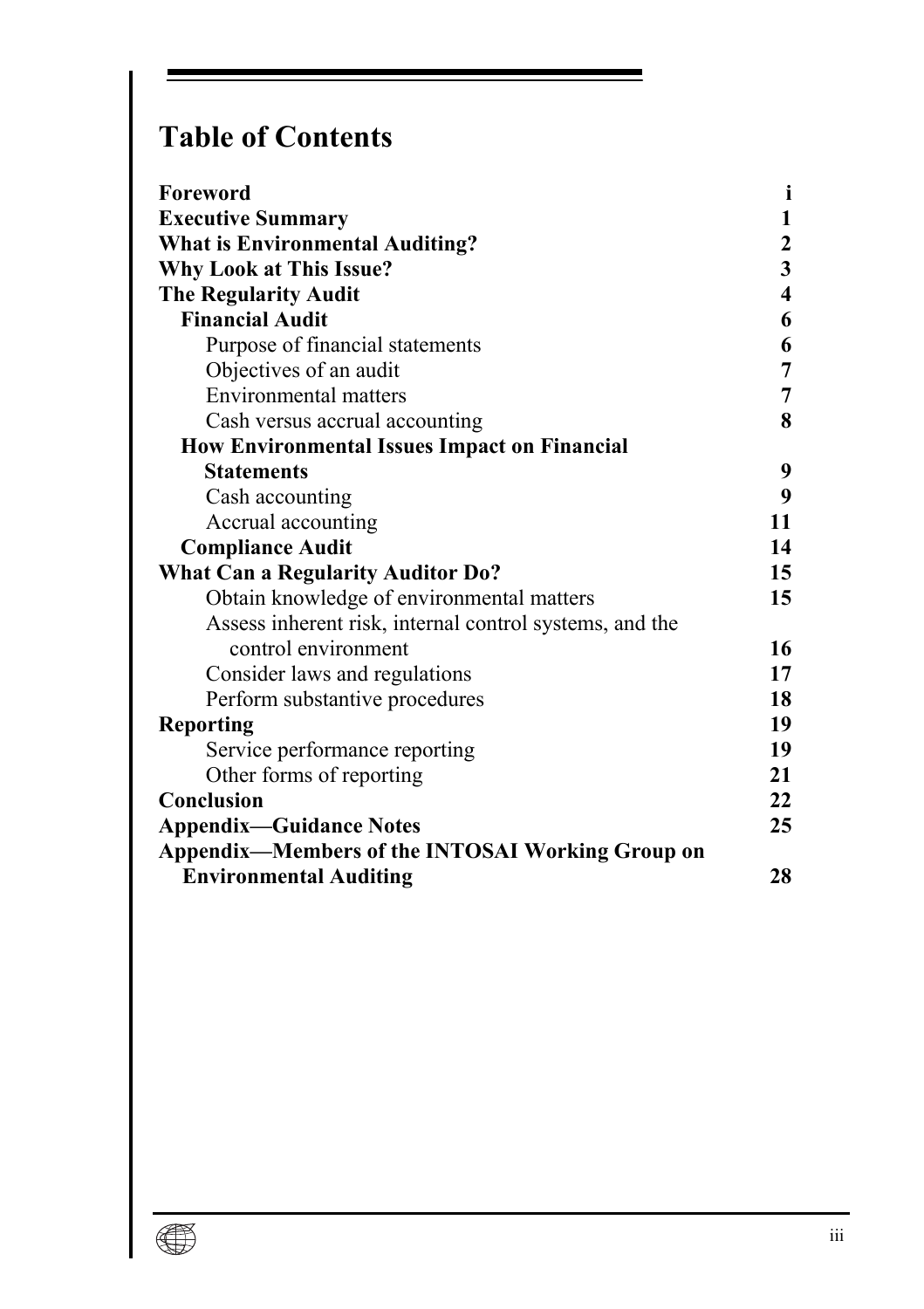# Table of Contents

| | |
|---|---|
| **Foreword** | **i** |
| **Executive Summary** | **1** |
| **What is Environmental Auditing?** | **2** |
| **Why Look at This Issue?** | **3** |
| **The Regularity Audit** | **4** |
| **Financial Audit** | **6** |
| Purpose of financial statements | **6** |
| Objectives of an audit | **7** |
| Environmental matters | **7** |
| Cash versus accrual accounting | **8** |
| **How Environmental Issues Impact on Financial Statements** | **9** |
| Cash accounting | **9** |
| Accrual accounting | **11** |
| **Compliance Audit** | **14** |
| **What Can a Regularity Auditor Do?** | **15** |
| Obtain knowledge of environmental matters | **15** |
| Assess inherent risk, internal control systems, and the control environment | **16** |
| Consider laws and regulations | **17** |
| Perform substantive procedures | **18** |
| **Reporting** | **19** |
| Service performance reporting | **19** |
| Other forms of reporting | **21** |
| **Conclusion** | **22** |
| **Appendix—Guidance Notes** | **25** |
| **Appendix—Members of the INTOSAI Working Group on Environmental Auditing** | **28** |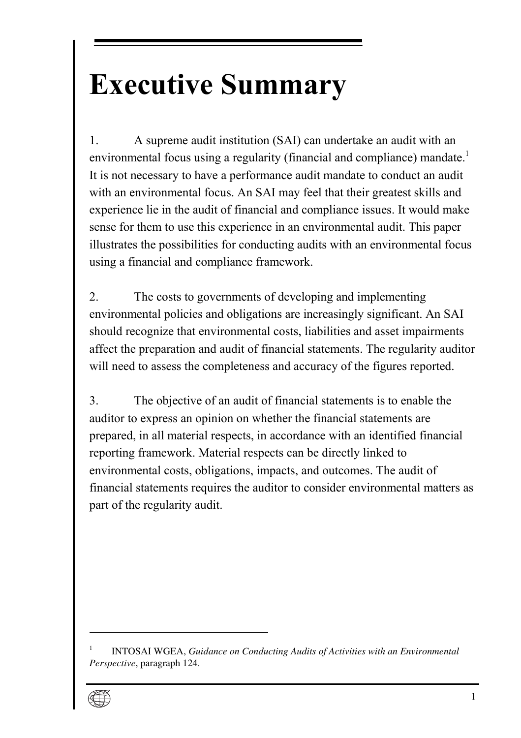# Executive Summary

1. A supreme audit institution (SAI) can undertake an audit with an environmental focus using a regularity (financial and compliance) mandate.[1] It is not necessary to have a performance audit mandate to conduct an audit with an environmental focus. An SAI may feel that their greatest skills and experience lie in the audit of financial and compliance issues. It would make sense for them to use this experience in an environmental audit. This paper illustrates the possibilities for conducting audits with an environmental focus using a financial and compliance framework.

2. The costs to governments of developing and implementing environmental policies and obligations are increasingly significant. An SAI should recognize that environmental costs, liabilities and asset impairments affect the preparation and audit of financial statements. The regularity auditor will need to assess the completeness and accuracy of the figures reported.

3. The objective of an audit of financial statements is to enable the auditor to express an opinion on whether the financial statements are prepared, in all material respects, in accordance with an identified financial reporting framework. Material respects can be directly linked to environmental costs, obligations, impacts, and outcomes. The audit of financial statements requires the auditor to consider environmental matters as part of the regularity audit.

---

[1] INTOSAI WGEA, *Guidance on Conducting Audits of Activities with an Environmental Perspective*, paragraph 124.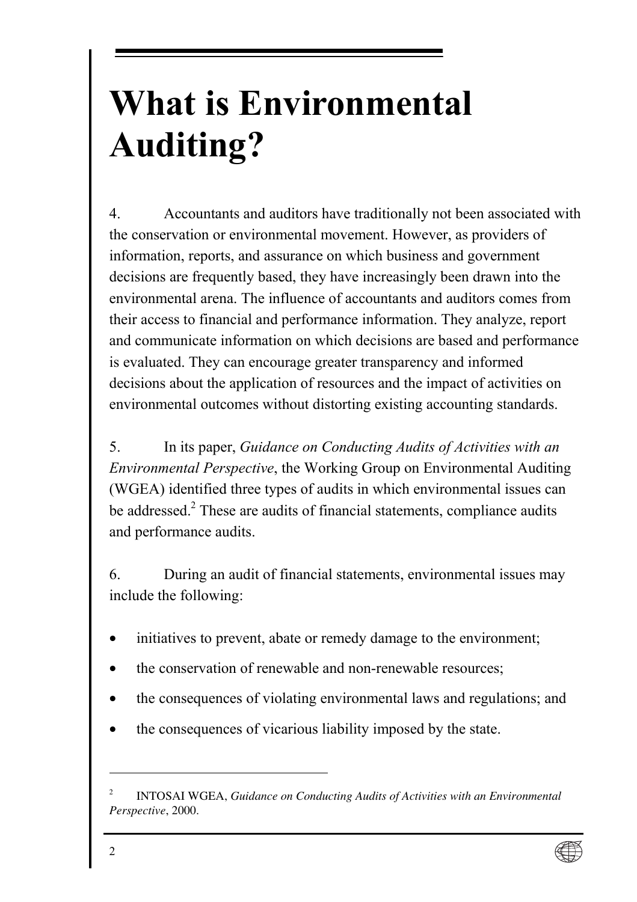# What is Environmental Auditing?

4. Accountants and auditors have traditionally not been associated with the conservation or environmental movement. However, as providers of information, reports, and assurance on which business and government decisions are frequently based, they have increasingly been drawn into the environmental arena. The influence of accountants and auditors comes from their access to financial and performance information. They analyze, report and communicate information on which decisions are based and performance is evaluated. They can encourage greater transparency and informed decisions about the application of resources and the impact of activities on environmental outcomes without distorting existing accounting standards.

5. In its paper, *Guidance on Conducting Audits of Activities with an Environmental Perspective*, the Working Group on Environmental Auditing (WGEA) identified three types of audits in which environmental issues can be addressed.[2] These are audits of financial statements, compliance audits and performance audits.

6. During an audit of financial statements, environmental issues may include the following:

- initiatives to prevent, abate or remedy damage to the environment;
- the conservation of renewable and non-renewable resources;
- the consequences of violating environmental laws and regulations; and
- the consequences of vicarious liability imposed by the state.

---

[2] INTOSAI WGEA, *Guidance on Conducting Audits of Activities with an Environmental Perspective*, 2000.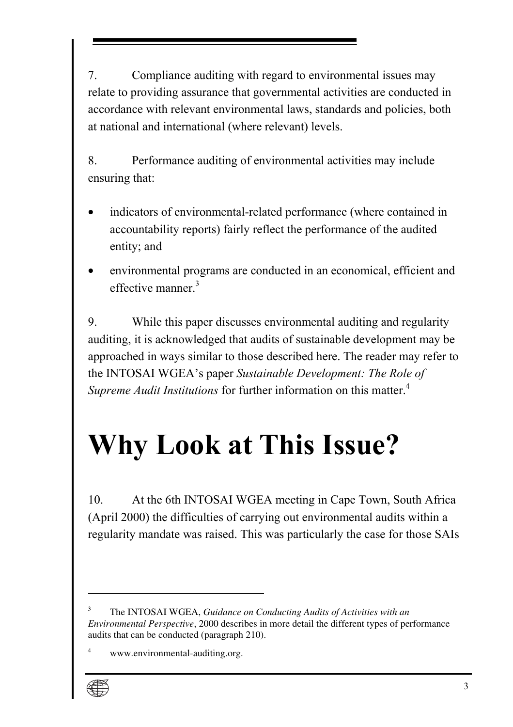7. Compliance auditing with regard to environmental issues may relate to providing assurance that governmental activities are conducted in accordance with relevant environmental laws, standards and policies, both at national and international (where relevant) levels.

8. Performance auditing of environmental activities may include ensuring that:

- indicators of environmental-related performance (where contained in accountability reports) fairly reflect the performance of the audited entity; and
- environmental programs are conducted in an economical, efficient and effective manner.[3]

9. While this paper discusses environmental auditing and regularity auditing, it is acknowledged that audits of sustainable development may be approached in ways similar to those described here. The reader may refer to the INTOSAI WGEA's paper *Sustainable Development: The Role of Supreme Audit Institutions* for further information on this matter.[4]

# Why Look at This Issue?

10. At the 6th INTOSAI WGEA meeting in Cape Town, South Africa (April 2000) the difficulties of carrying out environmental audits within a regularity mandate was raised. This was particularly the case for those SAIs

---

[3] The INTOSAI WGEA, *Guidance on Conducting Audits of Activities with an Environmental Perspective*, 2000 describes in more detail the different types of performance audits that can be conducted (paragraph 210).

[4] www.environmental-auditing.org.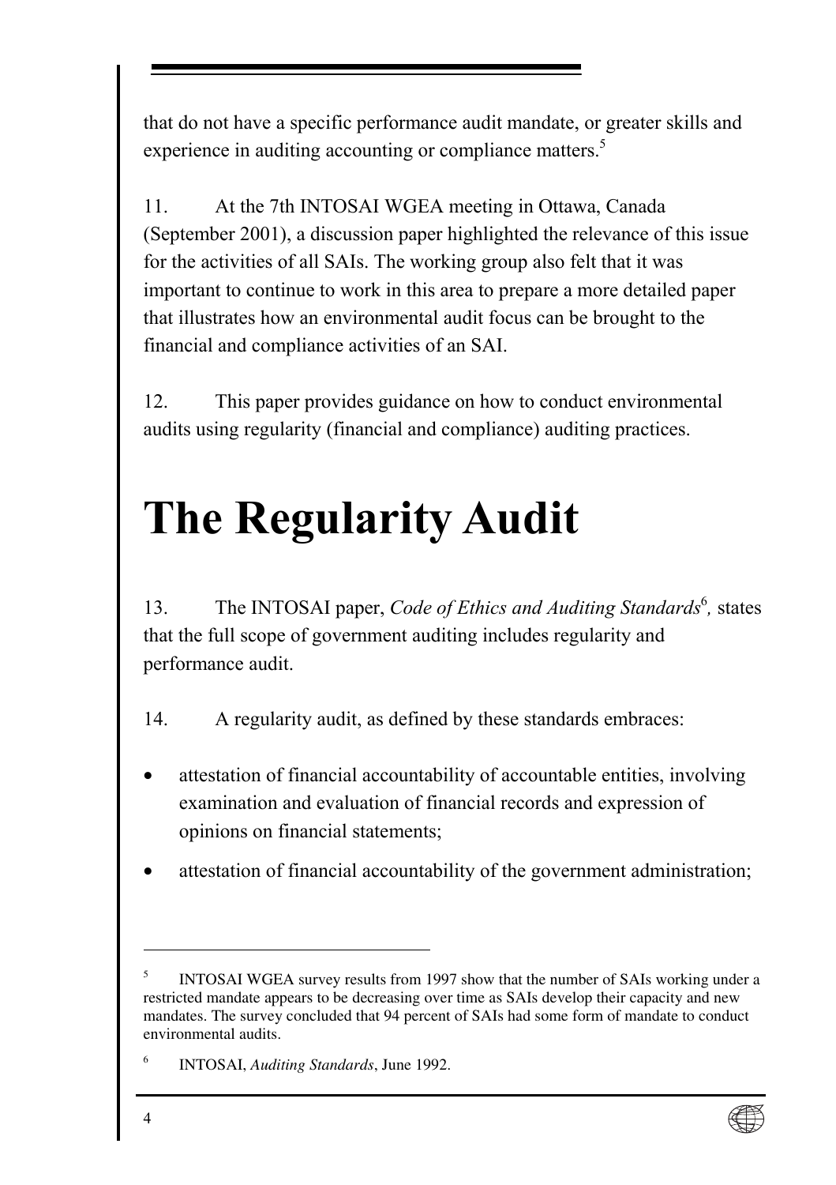that do not have a specific performance audit mandate, or greater skills and experience in auditing accounting or compliance matters.[5]

11. At the 7th INTOSAI WGEA meeting in Ottawa, Canada (September 2001), a discussion paper highlighted the relevance of this issue for the activities of all SAIs. The working group also felt that it was important to continue to work in this area to prepare a more detailed paper that illustrates how an environmental audit focus can be brought to the financial and compliance activities of an SAI.

12. This paper provides guidance on how to conduct environmental audits using regularity (financial and compliance) auditing practices.

# The Regularity Audit

13. The INTOSAI paper, *Code of Ethics and Auditing Standards*[6]*,* states that the full scope of government auditing includes regularity and performance audit.

14. A regularity audit, as defined by these standards embraces:

- attestation of financial accountability of accountable entities, involving examination and evaluation of financial records and expression of opinions on financial statements;
- attestation of financial accountability of the government administration;

---

[5] INTOSAI WGEA survey results from 1997 show that the number of SAIs working under a restricted mandate appears to be decreasing over time as SAIs develop their capacity and new mandates. The survey concluded that 94 percent of SAIs had some form of mandate to conduct environmental audits.

[6] INTOSAI, *Auditing Standards*, June 1992.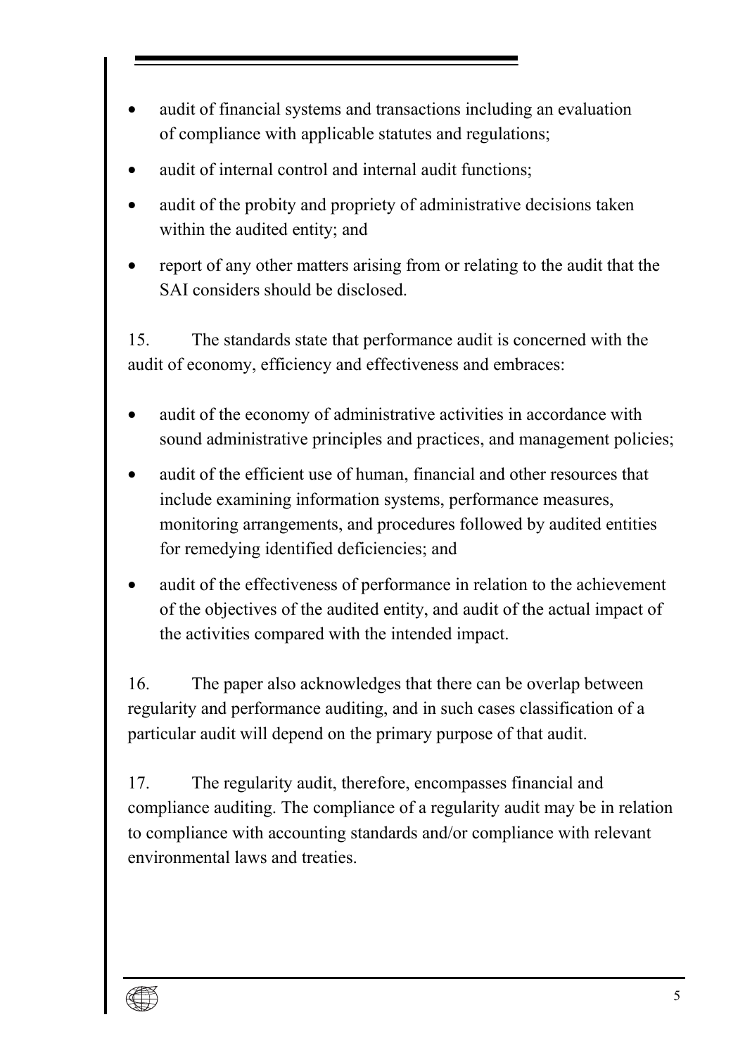- audit of financial systems and transactions including an evaluation of compliance with applicable statutes and regulations;
- audit of internal control and internal audit functions;
- audit of the probity and propriety of administrative decisions taken within the audited entity; and
- report of any other matters arising from or relating to the audit that the SAI considers should be disclosed.

15. The standards state that performance audit is concerned with the audit of economy, efficiency and effectiveness and embraces:

- audit of the economy of administrative activities in accordance with sound administrative principles and practices, and management policies;
- audit of the efficient use of human, financial and other resources that include examining information systems, performance measures, monitoring arrangements, and procedures followed by audited entities for remedying identified deficiencies; and
- audit of the effectiveness of performance in relation to the achievement of the objectives of the audited entity, and audit of the actual impact of the activities compared with the intended impact.

16. The paper also acknowledges that there can be overlap between regularity and performance auditing, and in such cases classification of a particular audit will depend on the primary purpose of that audit.

17. The regularity audit, therefore, encompasses financial and compliance auditing. The compliance of a regularity audit may be in relation to compliance with accounting standards and/or compliance with relevant environmental laws and treaties.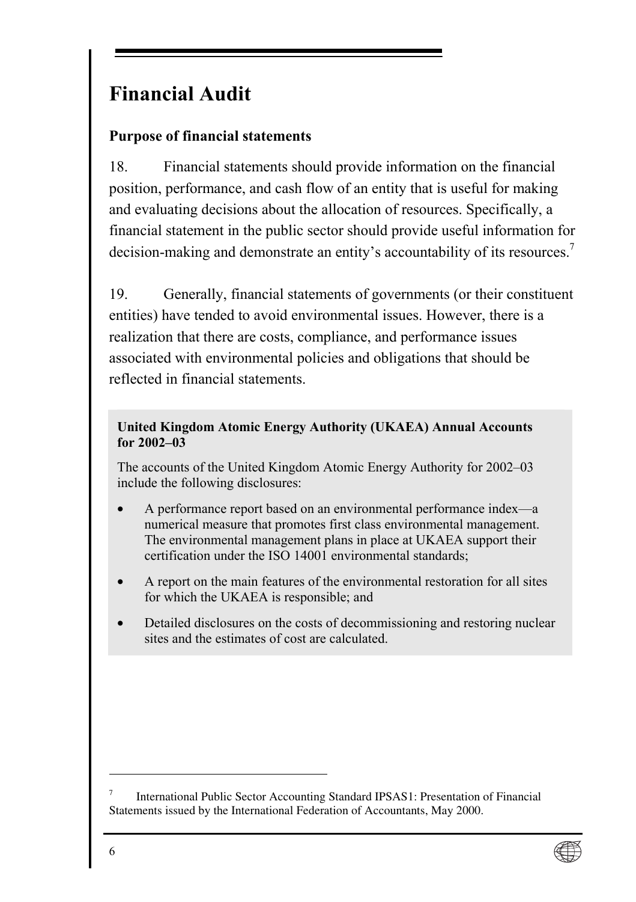# Financial Audit

## Purpose of financial statements

18. Financial statements should provide information on the financial position, performance, and cash flow of an entity that is useful for making and evaluating decisions about the allocation of resources. Specifically, a financial statement in the public sector should provide useful information for decision-making and demonstrate an entity's accountability of its resources.[7]

19. Generally, financial statements of governments (or their constituent entities) have tended to avoid environmental issues. However, there is a realization that there are costs, compliance, and performance issues associated with environmental policies and obligations that should be reflected in financial statements.

**United Kingdom Atomic Energy Authority (UKAEA) Annual Accounts for 2002–03**

The accounts of the United Kingdom Atomic Energy Authority for 2002–03 include the following disclosures:

- A performance report based on an environmental performance index—a numerical measure that promotes first class environmental management. The environmental management plans in place at UKAEA support their certification under the ISO 14001 environmental standards;
- A report on the main features of the environmental restoration for all sites for which the UKAEA is responsible; and
- Detailed disclosures on the costs of decommissioning and restoring nuclear sites and the estimates of cost are calculated.

---

[7] International Public Sector Accounting Standard IPSAS1: Presentation of Financial Statements issued by the International Federation of Accountants, May 2000.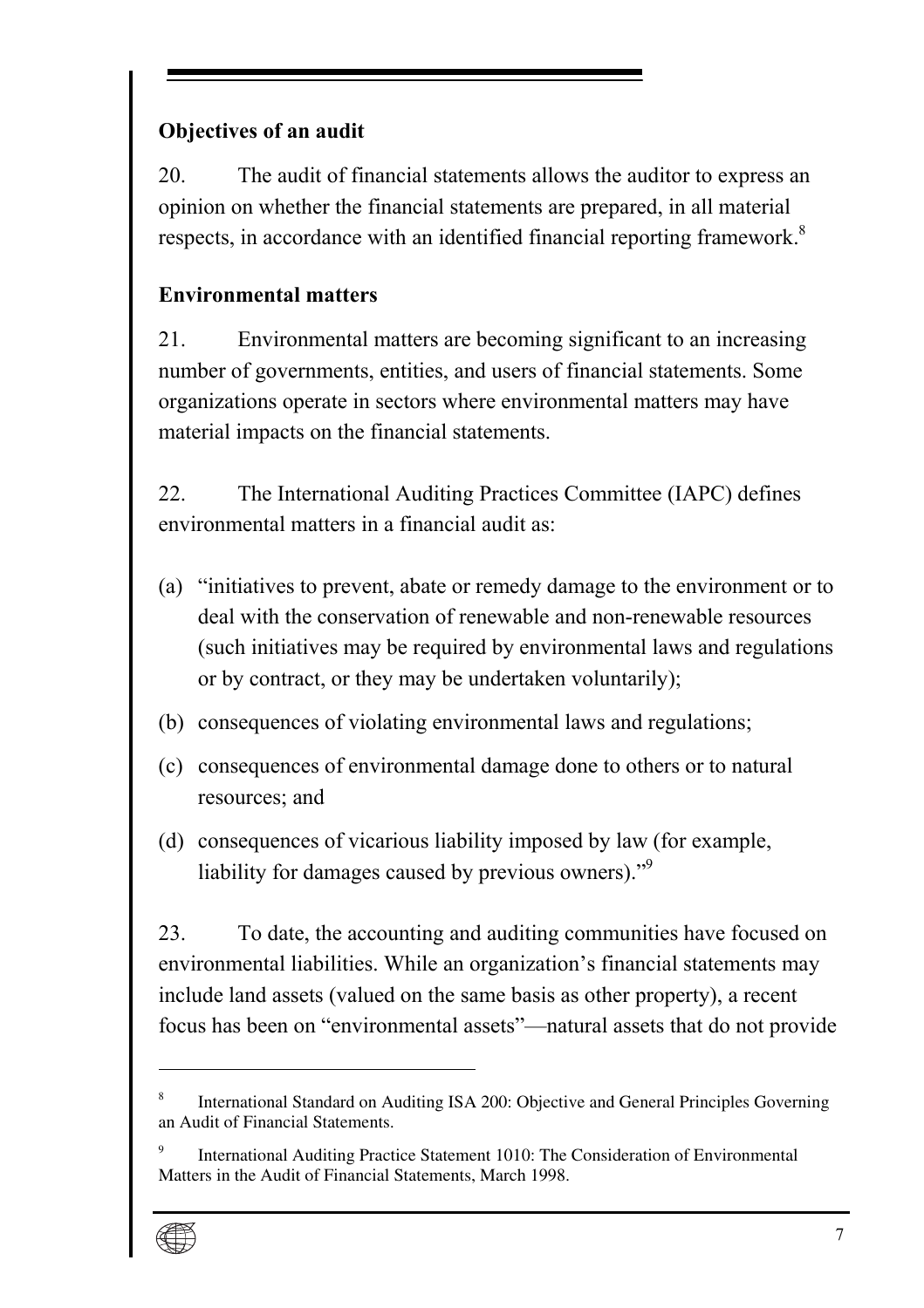### Objectives of an audit

20. The audit of financial statements allows the auditor to express an opinion on whether the financial statements are prepared, in all material respects, in accordance with an identified financial reporting framework.[8]

### Environmental matters

21. Environmental matters are becoming significant to an increasing number of governments, entities, and users of financial statements. Some organizations operate in sectors where environmental matters may have material impacts on the financial statements.

22. The International Auditing Practices Committee (IAPC) defines environmental matters in a financial audit as:

(a) "initiatives to prevent, abate or remedy damage to the environment or to deal with the conservation of renewable and non-renewable resources (such initiatives may be required by environmental laws and regulations or by contract, or they may be undertaken voluntarily);

(b) consequences of violating environmental laws and regulations;

(c) consequences of environmental damage done to others or to natural resources; and

(d) consequences of vicarious liability imposed by law (for example, liability for damages caused by previous owners)."[9]

23. To date, the accounting and auditing communities have focused on environmental liabilities. While an organization's financial statements may include land assets (valued on the same basis as other property), a recent focus has been on "environmental assets"—natural assets that do not provide

---

[8] International Standard on Auditing ISA 200: Objective and General Principles Governing an Audit of Financial Statements.

[9] International Auditing Practice Statement 1010: The Consideration of Environmental Matters in the Audit of Financial Statements, March 1998.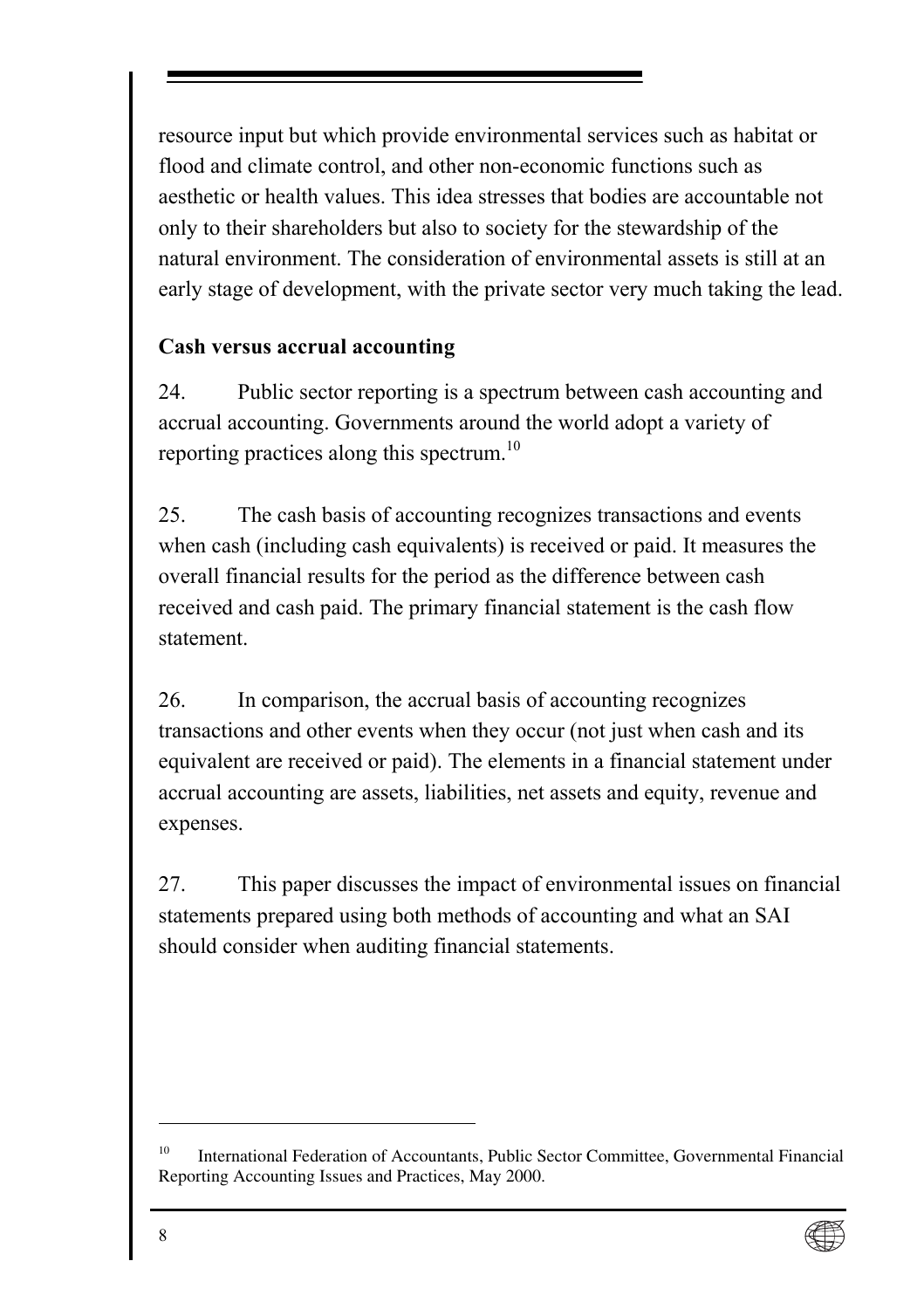resource input but which provide environmental services such as habitat or flood and climate control, and other non-economic functions such as aesthetic or health values. This idea stresses that bodies are accountable not only to their shareholders but also to society for the stewardship of the natural environment. The consideration of environmental assets is still at an early stage of development, with the private sector very much taking the lead.

**Cash versus accrual accounting**

24. Public sector reporting is a spectrum between cash accounting and accrual accounting. Governments around the world adopt a variety of reporting practices along this spectrum.[10]

25. The cash basis of accounting recognizes transactions and events when cash (including cash equivalents) is received or paid. It measures the overall financial results for the period as the difference between cash received and cash paid. The primary financial statement is the cash flow statement.

26. In comparison, the accrual basis of accounting recognizes transactions and other events when they occur (not just when cash and its equivalent are received or paid). The elements in a financial statement under accrual accounting are assets, liabilities, net assets and equity, revenue and expenses.

27. This paper discusses the impact of environmental issues on financial statements prepared using both methods of accounting and what an SAI should consider when auditing financial statements.

---

[10] International Federation of Accountants, Public Sector Committee, Governmental Financial Reporting Accounting Issues and Practices, May 2000.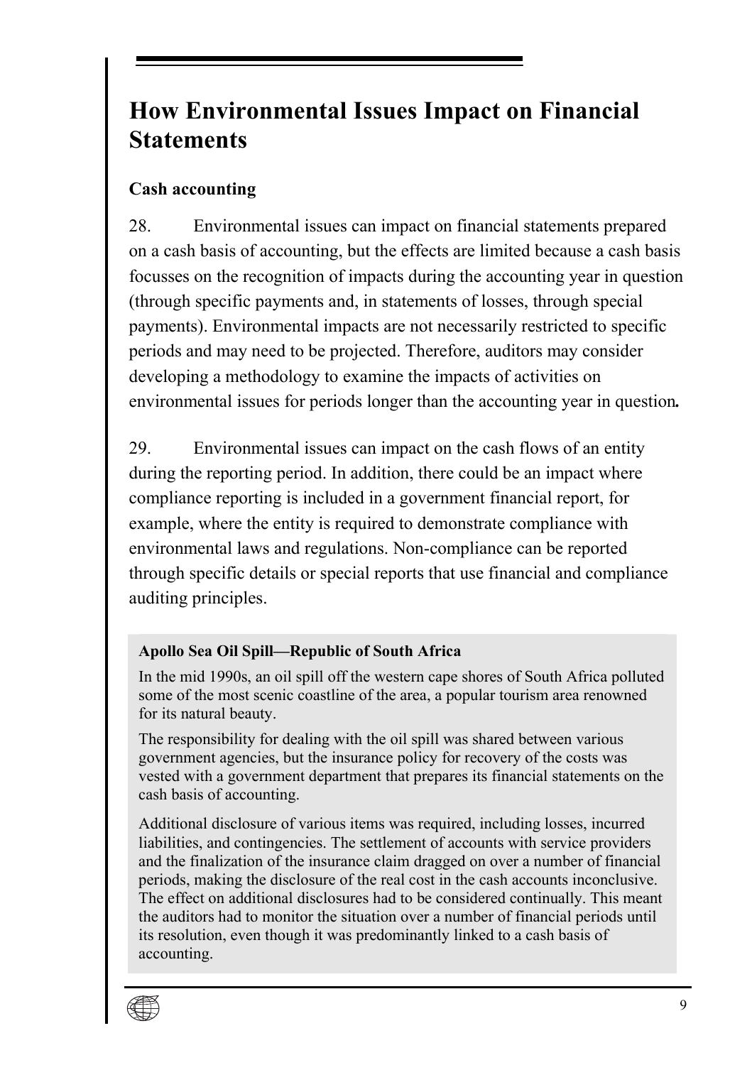## How Environmental Issues Impact on Financial Statements

### Cash accounting

28. Environmental issues can impact on financial statements prepared on a cash basis of accounting, but the effects are limited because a cash basis focusses on the recognition of impacts during the accounting year in question (through specific payments and, in statements of losses, through special payments). Environmental impacts are not necessarily restricted to specific periods and may need to be projected. Therefore, auditors may consider developing a methodology to examine the impacts of activities on environmental issues for periods longer than the accounting year in question**.**

29. Environmental issues can impact on the cash flows of an entity during the reporting period. In addition, there could be an impact where compliance reporting is included in a government financial report, for example, where the entity is required to demonstrate compliance with environmental laws and regulations. Non-compliance can be reported through specific details or special reports that use financial and compliance auditing principles.

> **Apollo Sea Oil Spill—Republic of South Africa**
>
> In the mid 1990s, an oil spill off the western cape shores of South Africa polluted some of the most scenic coastline of the area, a popular tourism area renowned for its natural beauty.
>
> The responsibility for dealing with the oil spill was shared between various government agencies, but the insurance policy for recovery of the costs was vested with a government department that prepares its financial statements on the cash basis of accounting.
>
> Additional disclosure of various items was required, including losses, incurred liabilities, and contingencies. The settlement of accounts with service providers and the finalization of the insurance claim dragged on over a number of financial periods, making the disclosure of the real cost in the cash accounts inconclusive. The effect on additional disclosures had to be considered continually. This meant the auditors had to monitor the situation over a number of financial periods until its resolution, even though it was predominantly linked to a cash basis of accounting.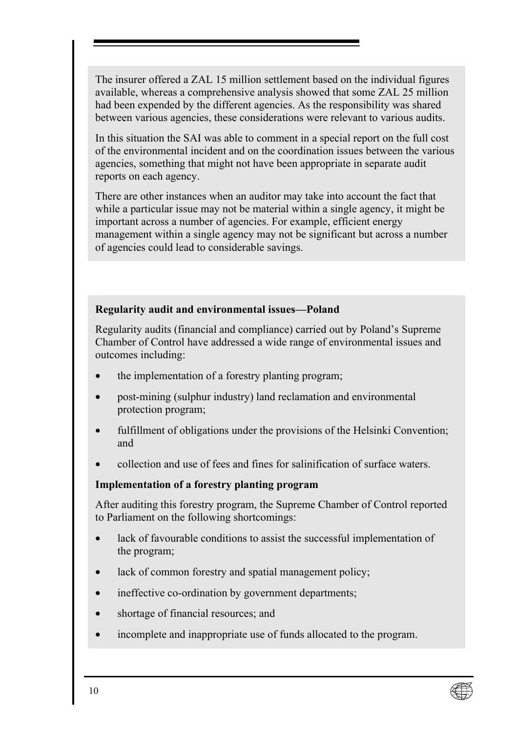The insurer offered a ZAL 15 million settlement based on the individual figures available, whereas a comprehensive analysis showed that some ZAL 25 million had been expended by the different agencies. As the responsibility was shared between various agencies, these considerations were relevant to various audits.

In this situation the SAI was able to comment in a special report on the full cost of the environmental incident and on the coordination issues between the various agencies, something that might not have been appropriate in separate audit reports on each agency.

There are other instances when an auditor may take into account the fact that while a particular issue may not be material within a single agency, it might be important across a number of agencies. For example, efficient energy management within a single agency may not be significant but across a number of agencies could lead to considerable savings.

**Regularity audit and environmental issues—Poland**

Regularity audits (financial and compliance) carried out by Poland's Supreme Chamber of Control have addressed a wide range of environmental issues and outcomes including:

- the implementation of a forestry planting program;
- post-mining (sulphur industry) land reclamation and environmental protection program;
- fulfillment of obligations under the provisions of the Helsinki Convention; and
- collection and use of fees and fines for salinification of surface waters.

**Implementation of a forestry planting program**

After auditing this forestry program, the Supreme Chamber of Control reported to Parliament on the following shortcomings:

- lack of favourable conditions to assist the successful implementation of the program;
- lack of common forestry and spatial management policy;
- ineffective co-ordination by government departments;
- shortage of financial resources; and
- incomplete and inappropriate use of funds allocated to the program.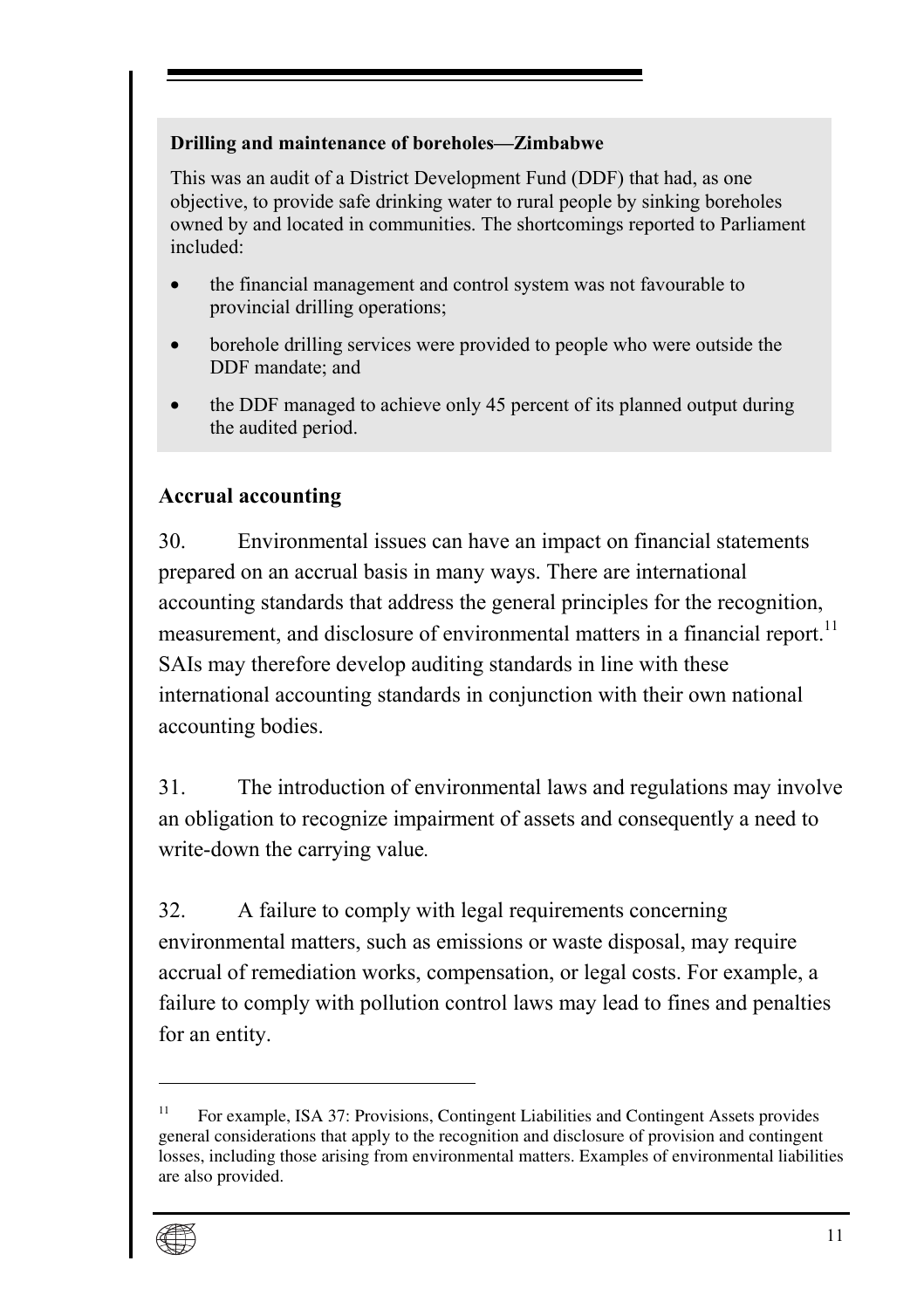**Drilling and maintenance of boreholes—Zimbabwe**

This was an audit of a District Development Fund (DDF) that had, as one objective, to provide safe drinking water to rural people by sinking boreholes owned by and located in communities. The shortcomings reported to Parliament included:

- the financial management and control system was not favourable to provincial drilling operations;
- borehole drilling services were provided to people who were outside the DDF mandate; and
- the DDF managed to achieve only 45 percent of its planned output during the audited period.

### Accrual accounting

30. Environmental issues can have an impact on financial statements prepared on an accrual basis in many ways. There are international accounting standards that address the general principles for the recognition, measurement, and disclosure of environmental matters in a financial report.[11] SAIs may therefore develop auditing standards in line with these international accounting standards in conjunction with their own national accounting bodies.

31. The introduction of environmental laws and regulations may involve an obligation to recognize impairment of assets and consequently a need to write-down the carrying value.

32. A failure to comply with legal requirements concerning environmental matters, such as emissions or waste disposal, may require accrual of remediation works, compensation, or legal costs. For example, a failure to comply with pollution control laws may lead to fines and penalties for an entity.

---

[11] For example, ISA 37: Provisions, Contingent Liabilities and Contingent Assets provides general considerations that apply to the recognition and disclosure of provision and contingent losses, including those arising from environmental matters. Examples of environmental liabilities are also provided.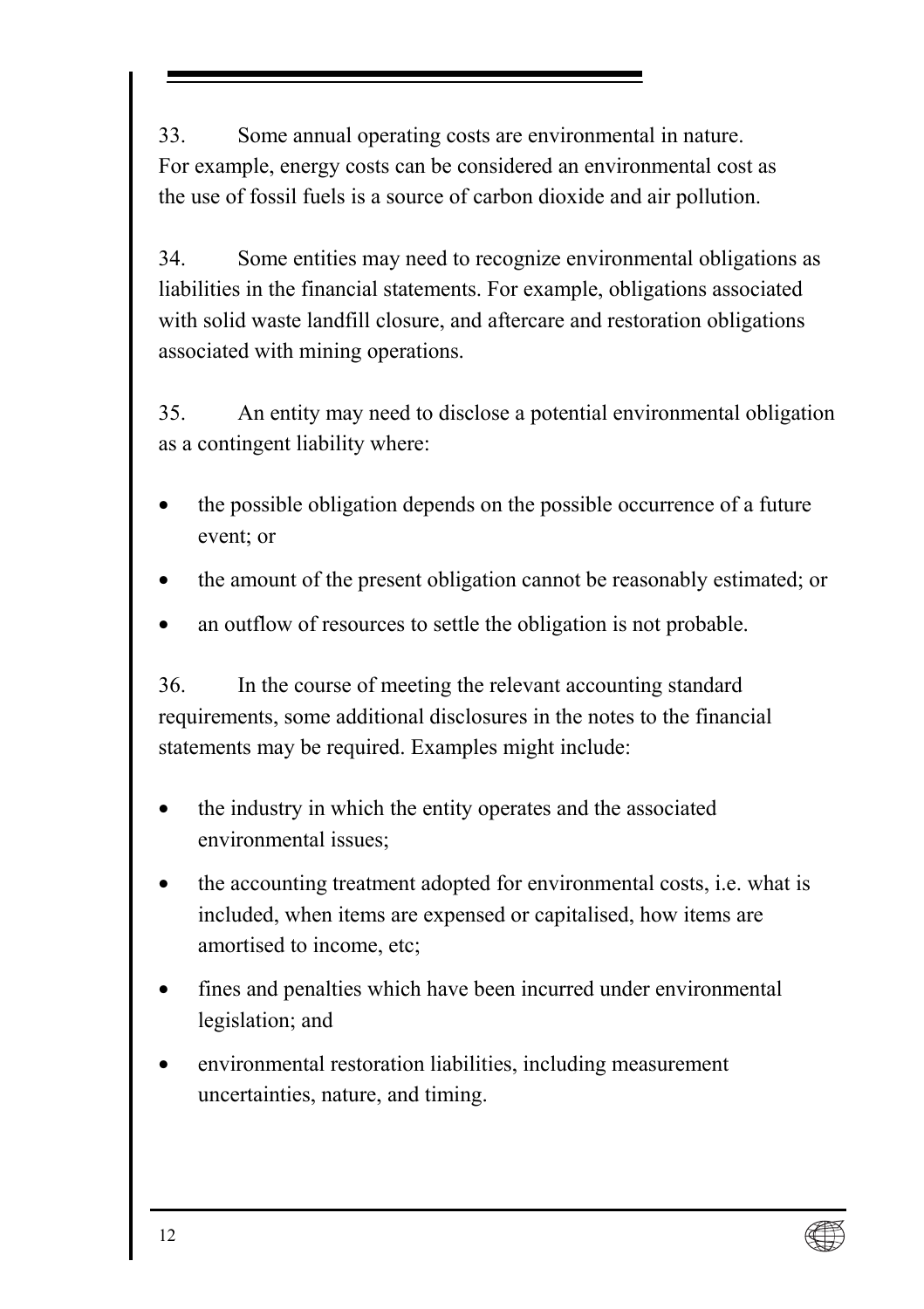33. Some annual operating costs are environmental in nature. For example, energy costs can be considered an environmental cost as the use of fossil fuels is a source of carbon dioxide and air pollution.

34. Some entities may need to recognize environmental obligations as liabilities in the financial statements. For example, obligations associated with solid waste landfill closure, and aftercare and restoration obligations associated with mining operations.

35. An entity may need to disclose a potential environmental obligation as a contingent liability where:

- the possible obligation depends on the possible occurrence of a future event; or
- the amount of the present obligation cannot be reasonably estimated; or
- an outflow of resources to settle the obligation is not probable.

36. In the course of meeting the relevant accounting standard requirements, some additional disclosures in the notes to the financial statements may be required. Examples might include:

- the industry in which the entity operates and the associated environmental issues;
- the accounting treatment adopted for environmental costs, i.e. what is included, when items are expensed or capitalised, how items are amortised to income, etc;
- fines and penalties which have been incurred under environmental legislation; and
- environmental restoration liabilities, including measurement uncertainties, nature, and timing.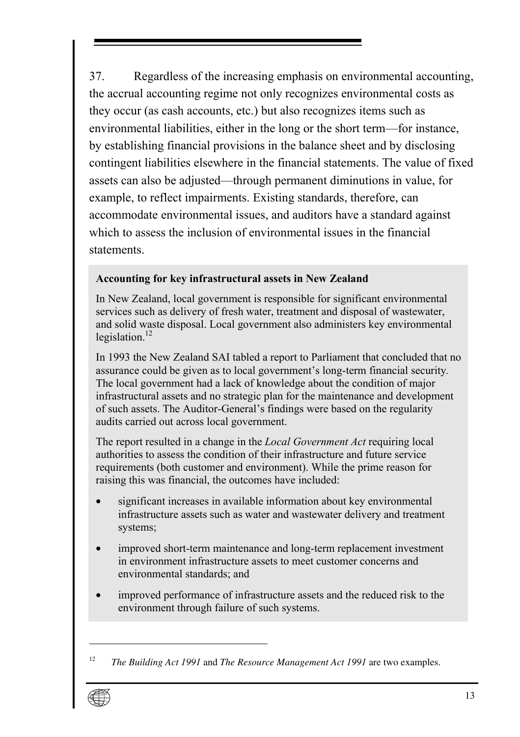37. Regardless of the increasing emphasis on environmental accounting, the accrual accounting regime not only recognizes environmental costs as they occur (as cash accounts, etc.) but also recognizes items such as environmental liabilities, either in the long or the short term—for instance, by establishing financial provisions in the balance sheet and by disclosing contingent liabilities elsewhere in the financial statements. The value of fixed assets can also be adjusted—through permanent diminutions in value, for example, to reflect impairments. Existing standards, therefore, can accommodate environmental issues, and auditors have a standard against which to assess the inclusion of environmental issues in the financial statements.

**Accounting for key infrastructural assets in New Zealand**

In New Zealand, local government is responsible for significant environmental services such as delivery of fresh water, treatment and disposal of wastewater, and solid waste disposal. Local government also administers key environmental legislation.[12]

In 1993 the New Zealand SAI tabled a report to Parliament that concluded that no assurance could be given as to local government's long-term financial security. The local government had a lack of knowledge about the condition of major infrastructural assets and no strategic plan for the maintenance and development of such assets. The Auditor-General's findings were based on the regularity audits carried out across local government.

The report resulted in a change in the *Local Government Act* requiring local authorities to assess the condition of their infrastructure and future service requirements (both customer and environment). While the prime reason for raising this was financial, the outcomes have included:

- significant increases in available information about key environmental infrastructure assets such as water and wastewater delivery and treatment systems;
- improved short-term maintenance and long-term replacement investment in environment infrastructure assets to meet customer concerns and environmental standards; and
- improved performance of infrastructure assets and the reduced risk to the environment through failure of such systems.

---

[12] *The Building Act 1991* and *The Resource Management Act 1991* are two examples.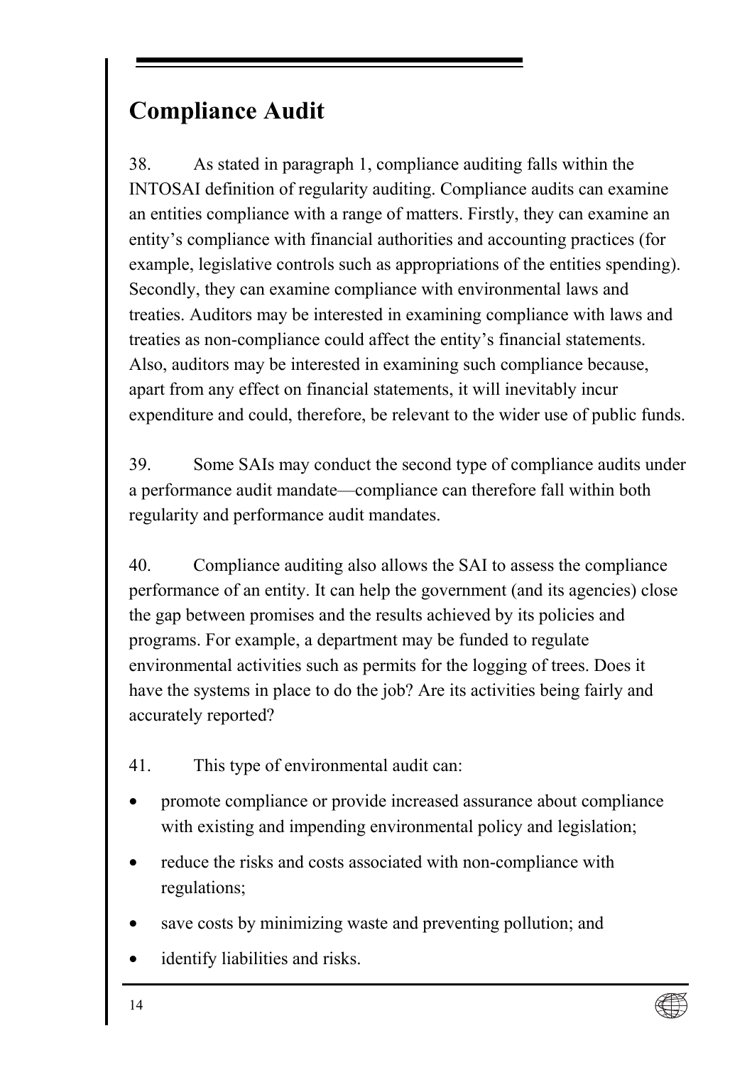## Compliance Audit

38. As stated in paragraph 1, compliance auditing falls within the INTOSAI definition of regularity auditing. Compliance audits can examine an entities compliance with a range of matters. Firstly, they can examine an entity's compliance with financial authorities and accounting practices (for example, legislative controls such as appropriations of the entities spending). Secondly, they can examine compliance with environmental laws and treaties. Auditors may be interested in examining compliance with laws and treaties as non-compliance could affect the entity's financial statements. Also, auditors may be interested in examining such compliance because, apart from any effect on financial statements, it will inevitably incur expenditure and could, therefore, be relevant to the wider use of public funds.

39. Some SAIs may conduct the second type of compliance audits under a performance audit mandate—compliance can therefore fall within both regularity and performance audit mandates.

40. Compliance auditing also allows the SAI to assess the compliance performance of an entity. It can help the government (and its agencies) close the gap between promises and the results achieved by its policies and programs. For example, a department may be funded to regulate environmental activities such as permits for the logging of trees. Does it have the systems in place to do the job? Are its activities being fairly and accurately reported?

41. This type of environmental audit can:

- promote compliance or provide increased assurance about compliance with existing and impending environmental policy and legislation;
- reduce the risks and costs associated with non-compliance with regulations;
- save costs by minimizing waste and preventing pollution; and
- identify liabilities and risks.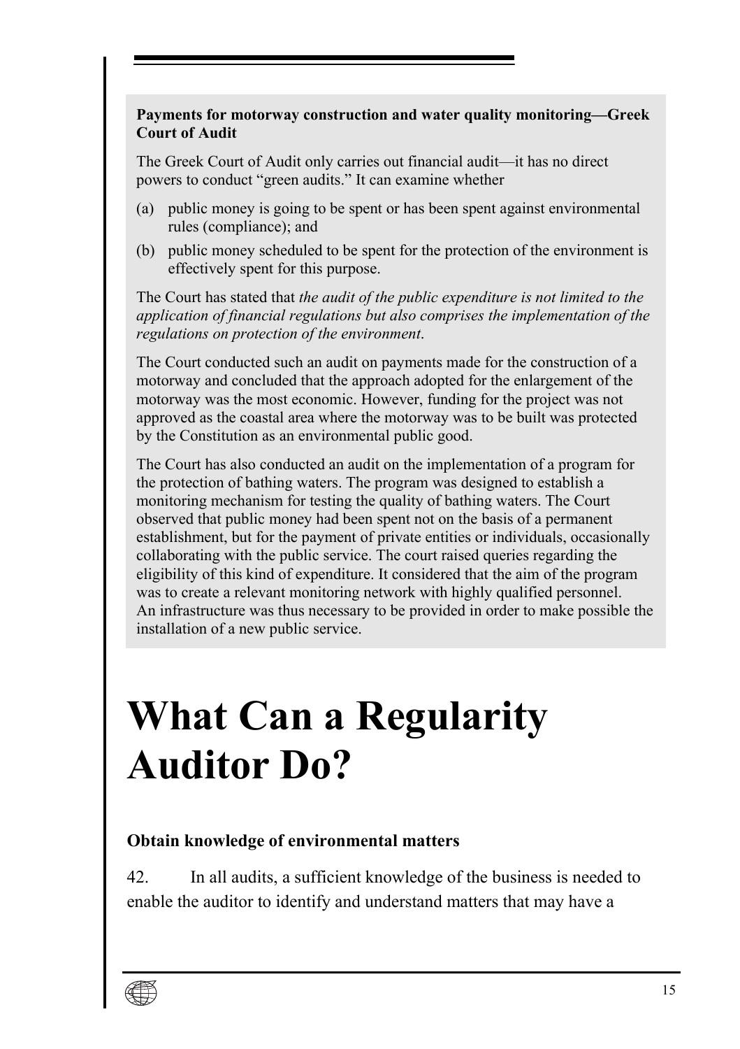**Payments for motorway construction and water quality monitoring—Greek Court of Audit**

The Greek Court of Audit only carries out financial audit—it has no direct powers to conduct “green audits.” It can examine whether

(a) public money is going to be spent or has been spent against environmental rules (compliance); and

(b) public money scheduled to be spent for the protection of the environment is effectively spent for this purpose.

The Court has stated that *the audit of the public expenditure is not limited to the application of financial regulations but also comprises the implementation of the regulations on protection of the environment*.

The Court conducted such an audit on payments made for the construction of a motorway and concluded that the approach adopted for the enlargement of the motorway was the most economic. However, funding for the project was not approved as the coastal area where the motorway was to be built was protected by the Constitution as an environmental public good.

The Court has also conducted an audit on the implementation of a program for the protection of bathing waters. The program was designed to establish a monitoring mechanism for testing the quality of bathing waters. The Court observed that public money had been spent not on the basis of a permanent establishment, but for the payment of private entities or individuals, occasionally collaborating with the public service. The court raised queries regarding the eligibility of this kind of expenditure. It considered that the aim of the program was to create a relevant monitoring network with highly qualified personnel. An infrastructure was thus necessary to be provided in order to make possible the installation of a new public service.

# What Can a Regularity Auditor Do?

**Obtain knowledge of environmental matters**

42. In all audits, a sufficient knowledge of the business is needed to enable the auditor to identify and understand matters that may have a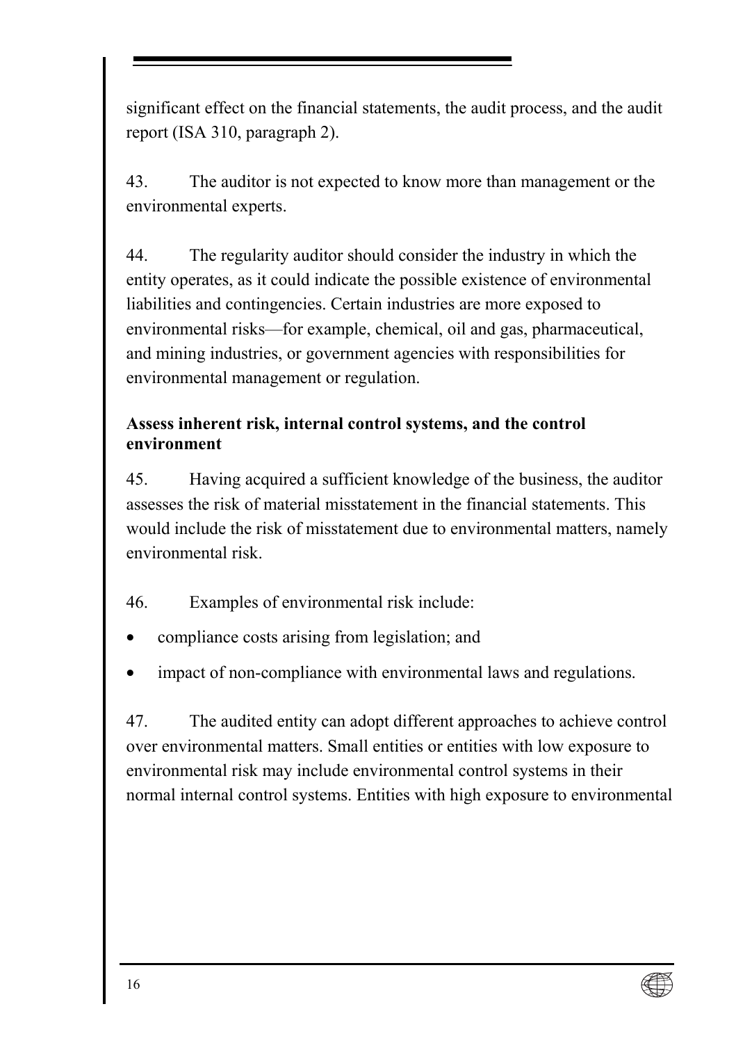significant effect on the financial statements, the audit process, and the audit report (ISA 310, paragraph 2).

43. The auditor is not expected to know more than management or the environmental experts.

44. The regularity auditor should consider the industry in which the entity operates, as it could indicate the possible existence of environmental liabilities and contingencies. Certain industries are more exposed to environmental risks—for example, chemical, oil and gas, pharmaceutical, and mining industries, or government agencies with responsibilities for environmental management or regulation.

**Assess inherent risk, internal control systems, and the control environment**

45. Having acquired a sufficient knowledge of the business, the auditor assesses the risk of material misstatement in the financial statements. This would include the risk of misstatement due to environmental matters, namely environmental risk.

46. Examples of environmental risk include:

- compliance costs arising from legislation; and
- impact of non-compliance with environmental laws and regulations.

47. The audited entity can adopt different approaches to achieve control over environmental matters. Small entities or entities with low exposure to environmental risk may include environmental control systems in their normal internal control systems. Entities with high exposure to environmental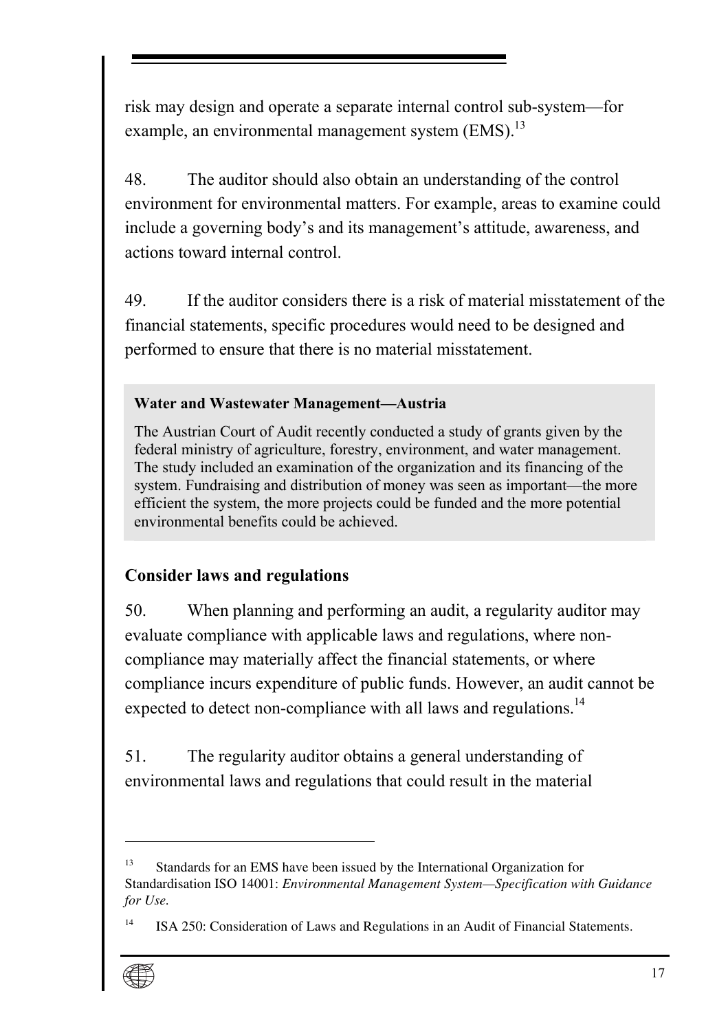risk may design and operate a separate internal control sub-system—for example, an environmental management system (EMS).[13]

48. The auditor should also obtain an understanding of the control environment for environmental matters. For example, areas to examine could include a governing body's and its management's attitude, awareness, and actions toward internal control.

49. If the auditor considers there is a risk of material misstatement of the financial statements, specific procedures would need to be designed and performed to ensure that there is no material misstatement.

> **Water and Wastewater Management—Austria**
>
> The Austrian Court of Audit recently conducted a study of grants given by the federal ministry of agriculture, forestry, environment, and water management. The study included an examination of the organization and its financing of the system. Fundraising and distribution of money was seen as important—the more efficient the system, the more projects could be funded and the more potential environmental benefits could be achieved.

### Consider laws and regulations

50. When planning and performing an audit, a regularity auditor may evaluate compliance with applicable laws and regulations, where non-compliance may materially affect the financial statements, or where compliance incurs expenditure of public funds. However, an audit cannot be expected to detect non-compliance with all laws and regulations.[14]

51. The regularity auditor obtains a general understanding of environmental laws and regulations that could result in the material

---

[13] Standards for an EMS have been issued by the International Organization for Standardisation ISO 14001: *Environmental Management System—Specification with Guidance for Use*.

[14] ISA 250: Consideration of Laws and Regulations in an Audit of Financial Statements.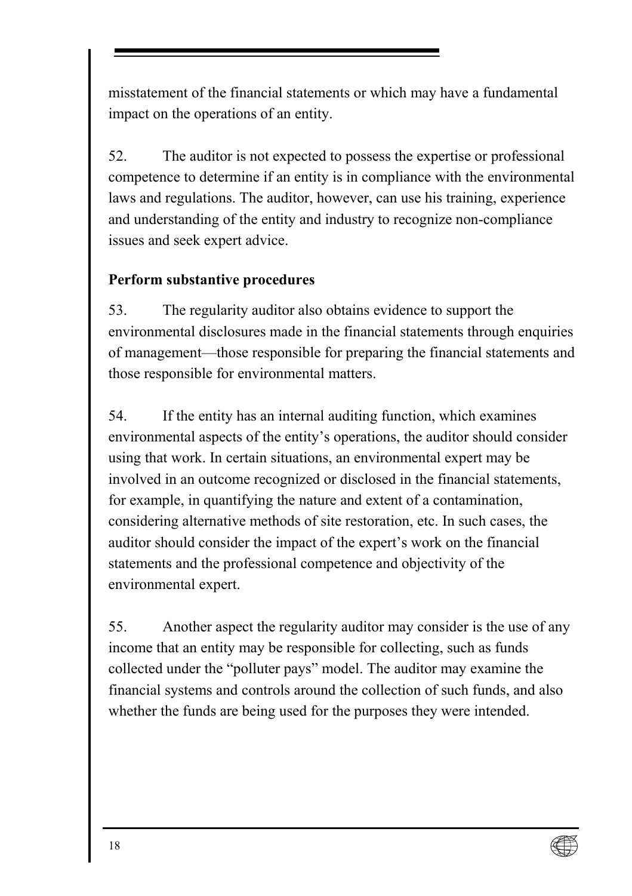misstatement of the financial statements or which may have a fundamental impact on the operations of an entity.

52. The auditor is not expected to possess the expertise or professional competence to determine if an entity is in compliance with the environmental laws and regulations. The auditor, however, can use his training, experience and understanding of the entity and industry to recognize non-compliance issues and seek expert advice.

**Perform substantive procedures**

53. The regularity auditor also obtains evidence to support the environmental disclosures made in the financial statements through enquiries of management—those responsible for preparing the financial statements and those responsible for environmental matters.

54. If the entity has an internal auditing function, which examines environmental aspects of the entity's operations, the auditor should consider using that work. In certain situations, an environmental expert may be involved in an outcome recognized or disclosed in the financial statements, for example, in quantifying the nature and extent of a contamination, considering alternative methods of site restoration, etc. In such cases, the auditor should consider the impact of the expert's work on the financial statements and the professional competence and objectivity of the environmental expert.

55. Another aspect the regularity auditor may consider is the use of any income that an entity may be responsible for collecting, such as funds collected under the "polluter pays" model. The auditor may examine the financial systems and controls around the collection of such funds, and also whether the funds are being used for the purposes they were intended.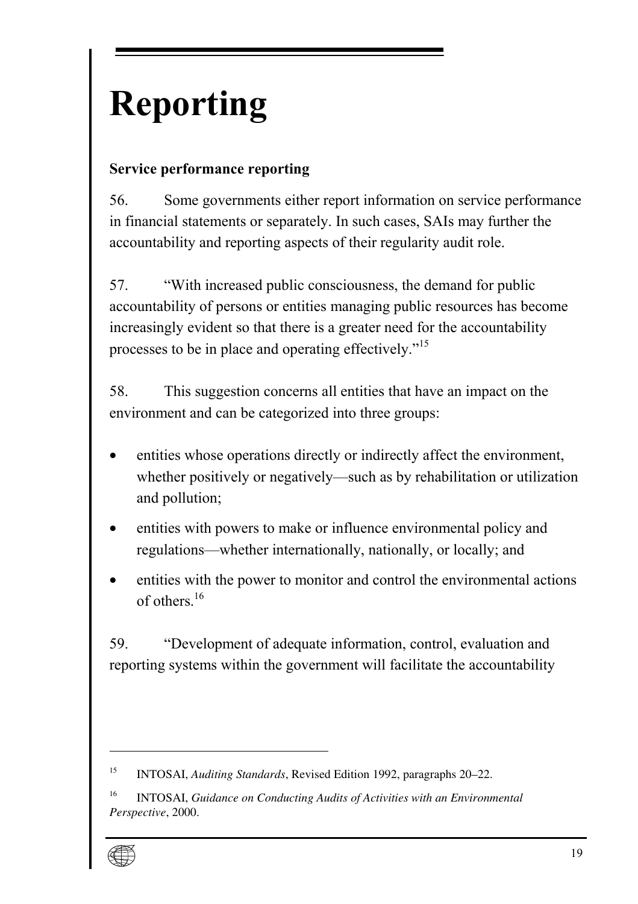# Reporting

**Service performance reporting**

56. Some governments either report information on service performance in financial statements or separately. In such cases, SAIs may further the accountability and reporting aspects of their regularity audit role.

57. "With increased public consciousness, the demand for public accountability of persons or entities managing public resources has become increasingly evident so that there is a greater need for the accountability processes to be in place and operating effectively."[15]

58. This suggestion concerns all entities that have an impact on the environment and can be categorized into three groups:

- entities whose operations directly or indirectly affect the environment, whether positively or negatively—such as by rehabilitation or utilization and pollution;
- entities with powers to make or influence environmental policy and regulations—whether internationally, nationally, or locally; and
- entities with the power to monitor and control the environmental actions of others.[16]

59. "Development of adequate information, control, evaluation and reporting systems within the government will facilitate the accountability

---

[15] INTOSAI, *Auditing Standards*, Revised Edition 1992, paragraphs 20–22.

[16] INTOSAI, *Guidance on Conducting Audits of Activities with an Environmental Perspective*, 2000.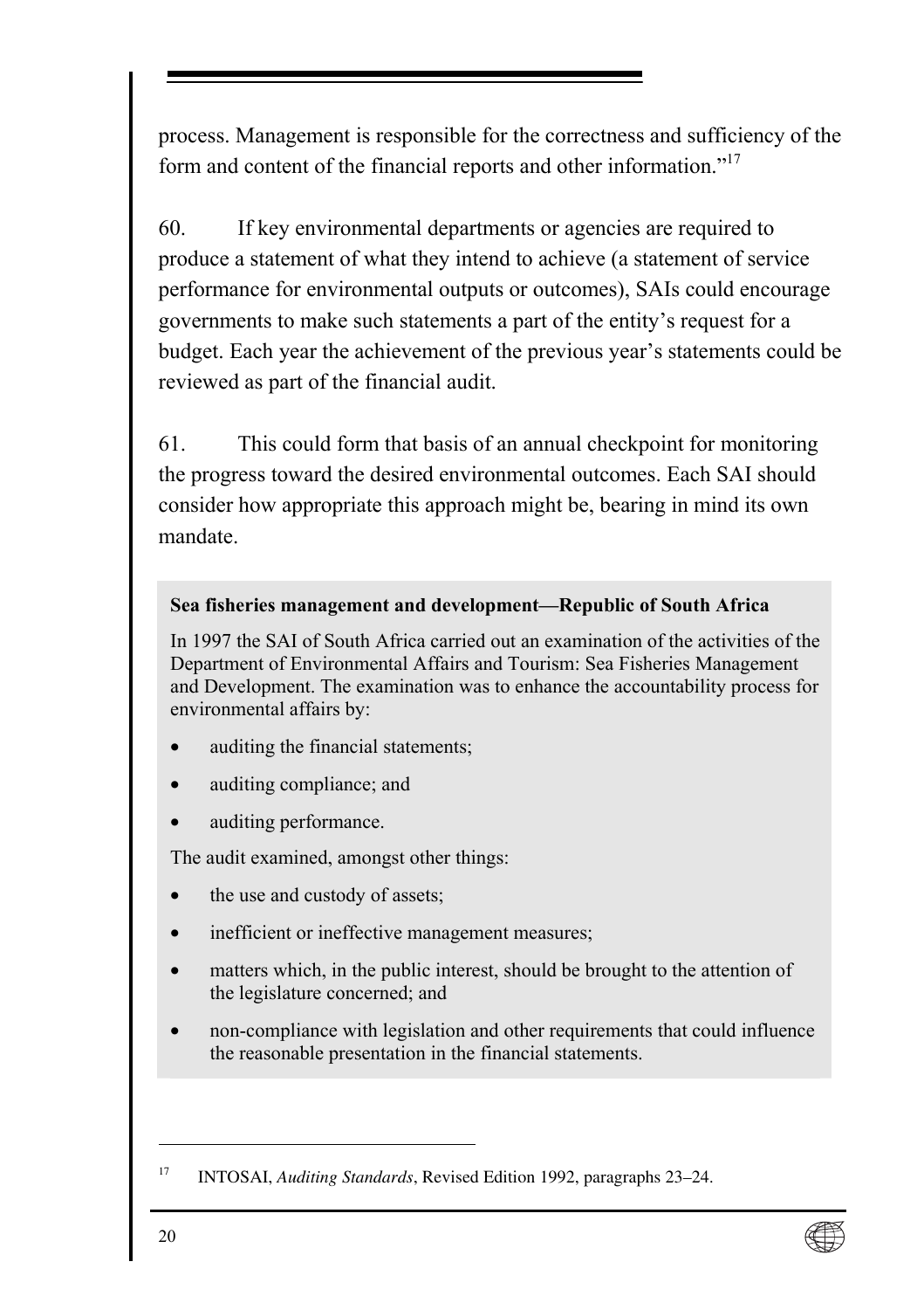process. Management is responsible for the correctness and sufficiency of the form and content of the financial reports and other information."[17]

60. If key environmental departments or agencies are required to produce a statement of what they intend to achieve (a statement of service performance for environmental outputs or outcomes), SAIs could encourage governments to make such statements a part of the entity's request for a budget. Each year the achievement of the previous year's statements could be reviewed as part of the financial audit.

61. This could form that basis of an annual checkpoint for monitoring the progress toward the desired environmental outcomes. Each SAI should consider how appropriate this approach might be, bearing in mind its own mandate.

**Sea fisheries management and development—Republic of South Africa**

In 1997 the SAI of South Africa carried out an examination of the activities of the Department of Environmental Affairs and Tourism: Sea Fisheries Management and Development. The examination was to enhance the accountability process for environmental affairs by:

- auditing the financial statements;
- auditing compliance; and
- auditing performance.

The audit examined, amongst other things:

- the use and custody of assets;
- inefficient or ineffective management measures;
- matters which, in the public interest, should be brought to the attention of the legislature concerned; and
- non-compliance with legislation and other requirements that could influence the reasonable presentation in the financial statements.

---

[17] INTOSAI, *Auditing Standards*, Revised Edition 1992, paragraphs 23–24.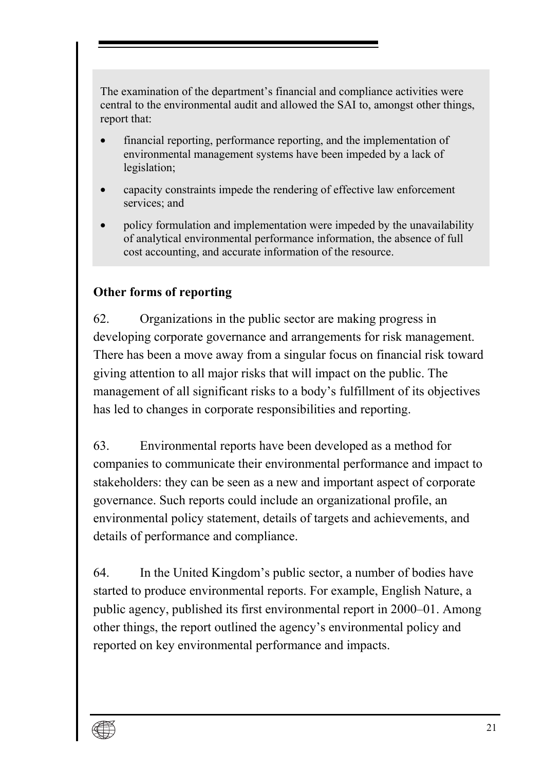The examination of the department's financial and compliance activities were central to the environmental audit and allowed the SAI to, amongst other things, report that:

- financial reporting, performance reporting, and the implementation of environmental management systems have been impeded by a lack of legislation;
- capacity constraints impede the rendering of effective law enforcement services; and
- policy formulation and implementation were impeded by the unavailability of analytical environmental performance information, the absence of full cost accounting, and accurate information of the resource.

**Other forms of reporting**

62. Organizations in the public sector are making progress in developing corporate governance and arrangements for risk management. There has been a move away from a singular focus on financial risk toward giving attention to all major risks that will impact on the public. The management of all significant risks to a body's fulfillment of its objectives has led to changes in corporate responsibilities and reporting.

63. Environmental reports have been developed as a method for companies to communicate their environmental performance and impact to stakeholders: they can be seen as a new and important aspect of corporate governance. Such reports could include an organizational profile, an environmental policy statement, details of targets and achievements, and details of performance and compliance.

64. In the United Kingdom's public sector, a number of bodies have started to produce environmental reports. For example, English Nature, a public agency, published its first environmental report in 2000–01. Among other things, the report outlined the agency's environmental policy and reported on key environmental performance and impacts.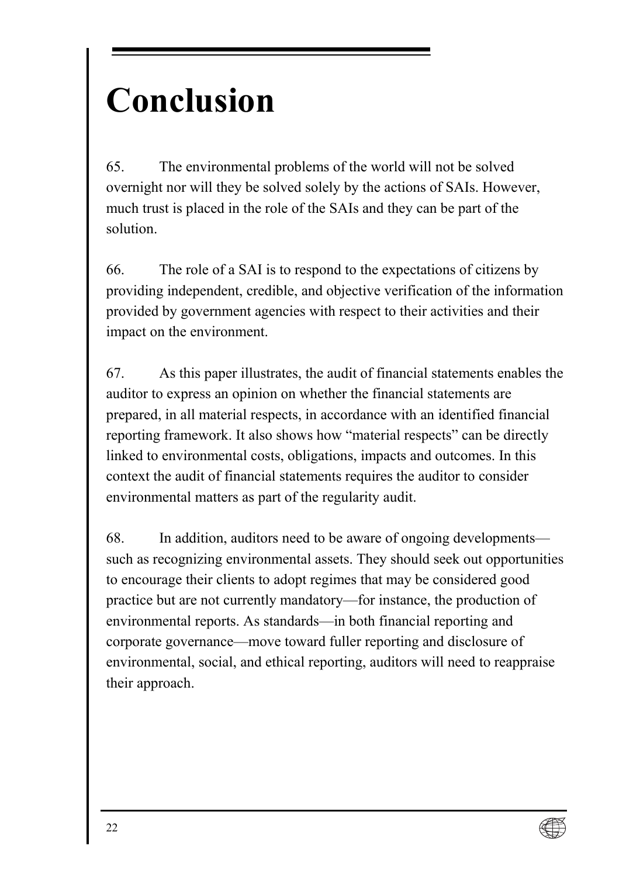# Conclusion

65. The environmental problems of the world will not be solved overnight nor will they be solved solely by the actions of SAIs. However, much trust is placed in the role of the SAIs and they can be part of the solution.

66. The role of a SAI is to respond to the expectations of citizens by providing independent, credible, and objective verification of the information provided by government agencies with respect to their activities and their impact on the environment.

67. As this paper illustrates, the audit of financial statements enables the auditor to express an opinion on whether the financial statements are prepared, in all material respects, in accordance with an identified financial reporting framework. It also shows how "material respects" can be directly linked to environmental costs, obligations, impacts and outcomes. In this context the audit of financial statements requires the auditor to consider environmental matters as part of the regularity audit.

68. In addition, auditors need to be aware of ongoing developments—such as recognizing environmental assets. They should seek out opportunities to encourage their clients to adopt regimes that may be considered good practice but are not currently mandatory—for instance, the production of environmental reports. As standards—in both financial reporting and corporate governance—move toward fuller reporting and disclosure of environmental, social, and ethical reporting, auditors will need to reappraise their approach.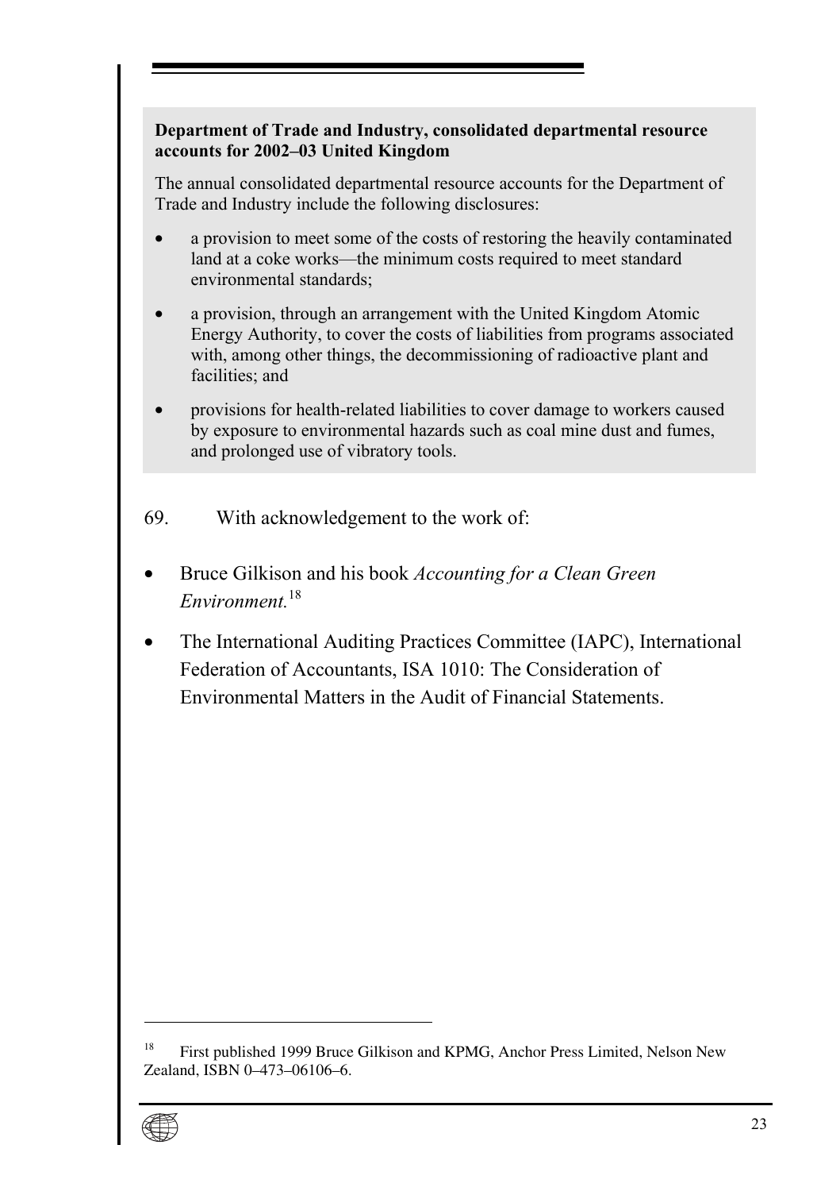**Department of Trade and Industry, consolidated departmental resource accounts for 2002–03 United Kingdom**

The annual consolidated departmental resource accounts for the Department of Trade and Industry include the following disclosures:

- a provision to meet some of the costs of restoring the heavily contaminated land at a coke works—the minimum costs required to meet standard environmental standards;
- a provision, through an arrangement with the United Kingdom Atomic Energy Authority, to cover the costs of liabilities from programs associated with, among other things, the decommissioning of radioactive plant and facilities; and
- provisions for health-related liabilities to cover damage to workers caused by exposure to environmental hazards such as coal mine dust and fumes, and prolonged use of vibratory tools.

69. With acknowledgement to the work of:

- Bruce Gilkison and his book *Accounting for a Clean Green Environment.*[18]
- The International Auditing Practices Committee (IAPC), International Federation of Accountants, ISA 1010: The Consideration of Environmental Matters in the Audit of Financial Statements.

---

[18] First published 1999 Bruce Gilkison and KPMG, Anchor Press Limited, Nelson New Zealand, ISBN 0–473–06106–6.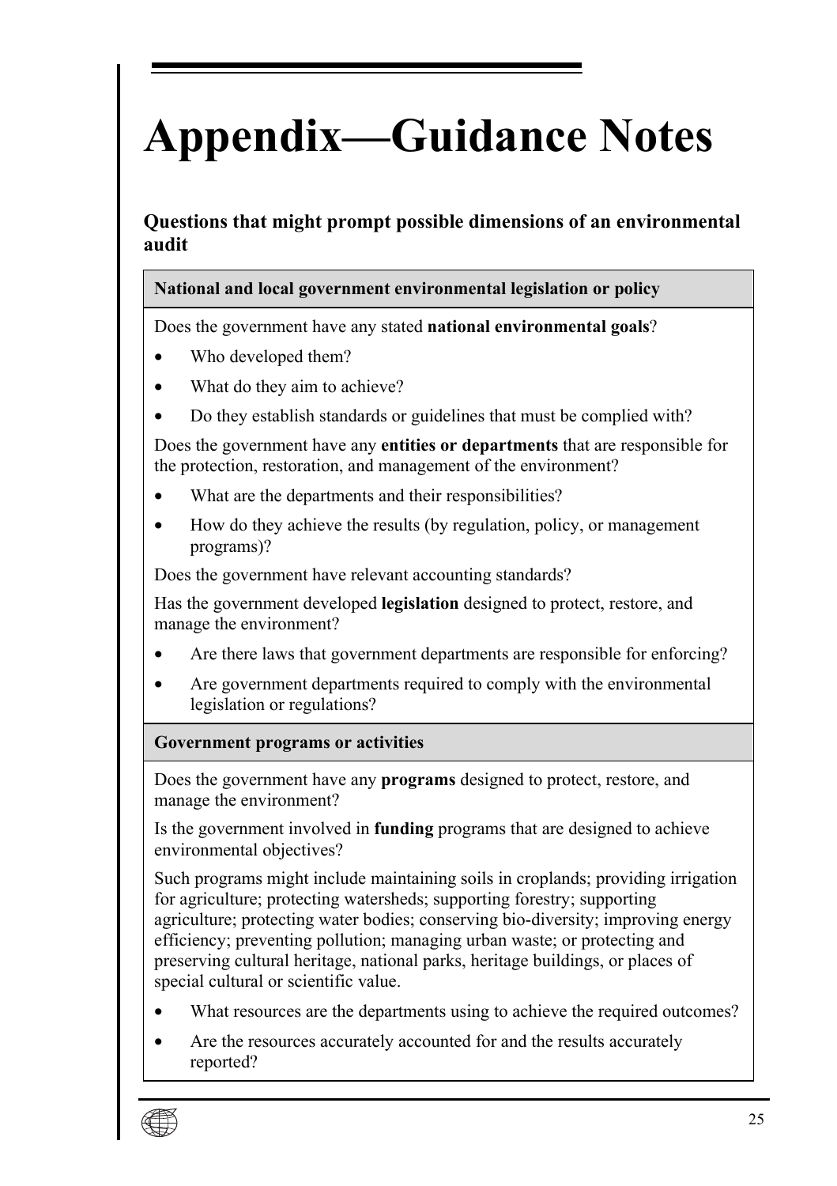# Appendix—Guidance Notes

### Questions that might prompt possible dimensions of an environmental audit

**National and local government environmental legislation or policy**

Does the government have any stated **national environmental goals**?

- Who developed them?
- What do they aim to achieve?
- Do they establish standards or guidelines that must be complied with?

Does the government have any **entities or departments** that are responsible for the protection, restoration, and management of the environment?

- What are the departments and their responsibilities?
- How do they achieve the results (by regulation, policy, or management programs)?

Does the government have relevant accounting standards?

Has the government developed **legislation** designed to protect, restore, and manage the environment?

- Are there laws that government departments are responsible for enforcing?
- Are government departments required to comply with the environmental legislation or regulations?

**Government programs or activities**

Does the government have any **programs** designed to protect, restore, and manage the environment?

Is the government involved in **funding** programs that are designed to achieve environmental objectives?

Such programs might include maintaining soils in croplands; providing irrigation for agriculture; protecting watersheds; supporting forestry; supporting agriculture; protecting water bodies; conserving bio-diversity; improving energy efficiency; preventing pollution; managing urban waste; or protecting and preserving cultural heritage, national parks, heritage buildings, or places of special cultural or scientific value.

- What resources are the departments using to achieve the required outcomes?
- Are the resources accurately accounted for and the results accurately reported?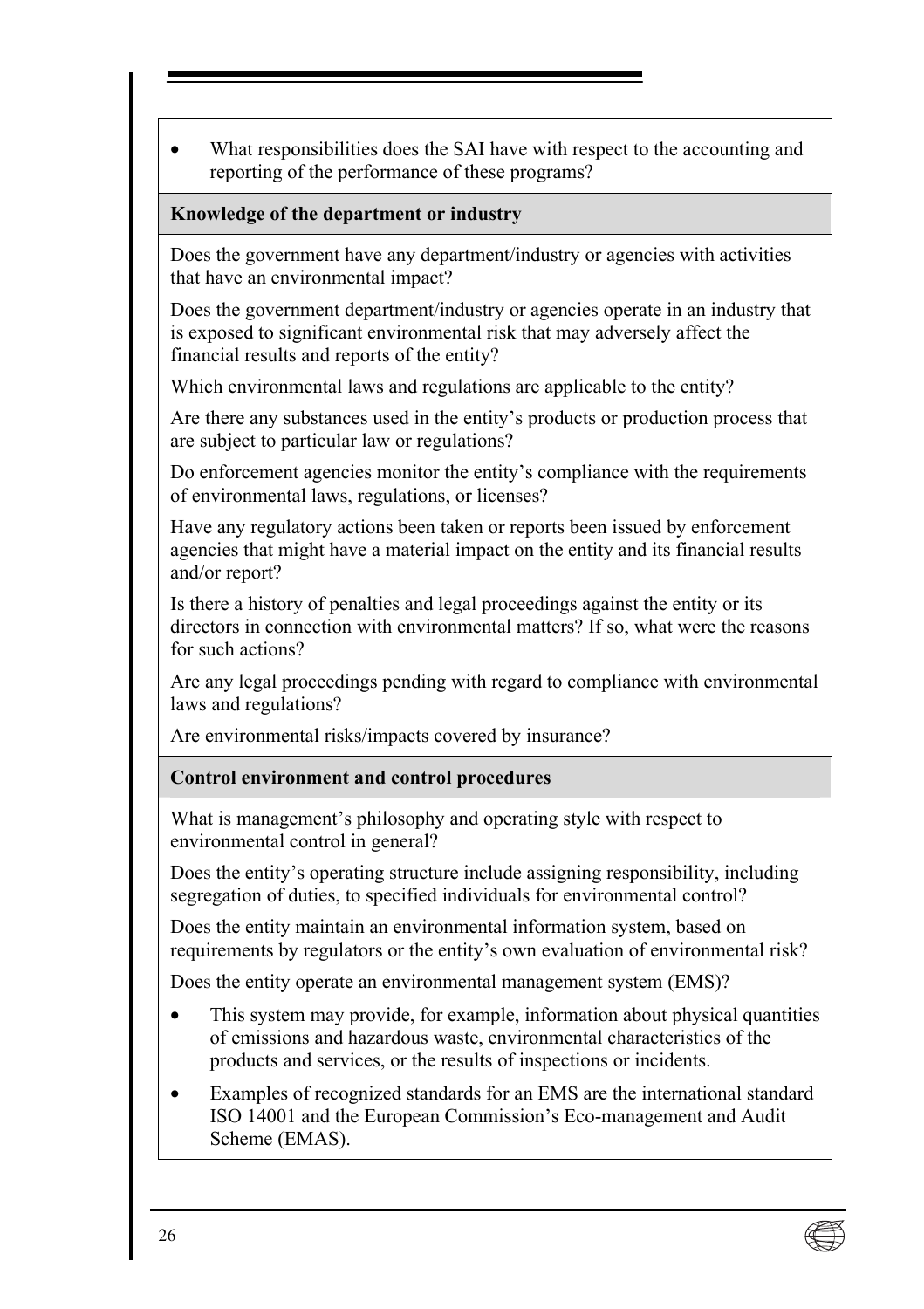- What responsibilities does the SAI have with respect to the accounting and reporting of the performance of these programs?

**Knowledge of the department or industry**

Does the government have any department/industry or agencies with activities that have an environmental impact?

Does the government department/industry or agencies operate in an industry that is exposed to significant environmental risk that may adversely affect the financial results and reports of the entity?

Which environmental laws and regulations are applicable to the entity?

Are there any substances used in the entity's products or production process that are subject to particular law or regulations?

Do enforcement agencies monitor the entity's compliance with the requirements of environmental laws, regulations, or licenses?

Have any regulatory actions been taken or reports been issued by enforcement agencies that might have a material impact on the entity and its financial results and/or report?

Is there a history of penalties and legal proceedings against the entity or its directors in connection with environmental matters? If so, what were the reasons for such actions?

Are any legal proceedings pending with regard to compliance with environmental laws and regulations?

Are environmental risks/impacts covered by insurance?

**Control environment and control procedures**

What is management's philosophy and operating style with respect to environmental control in general?

Does the entity's operating structure include assigning responsibility, including segregation of duties, to specified individuals for environmental control?

Does the entity maintain an environmental information system, based on requirements by regulators or the entity's own evaluation of environmental risk?

Does the entity operate an environmental management system (EMS)?

- This system may provide, for example, information about physical quantities of emissions and hazardous waste, environmental characteristics of the products and services, or the results of inspections or incidents.
- Examples of recognized standards for an EMS are the international standard ISO 14001 and the European Commission's Eco-management and Audit Scheme (EMAS).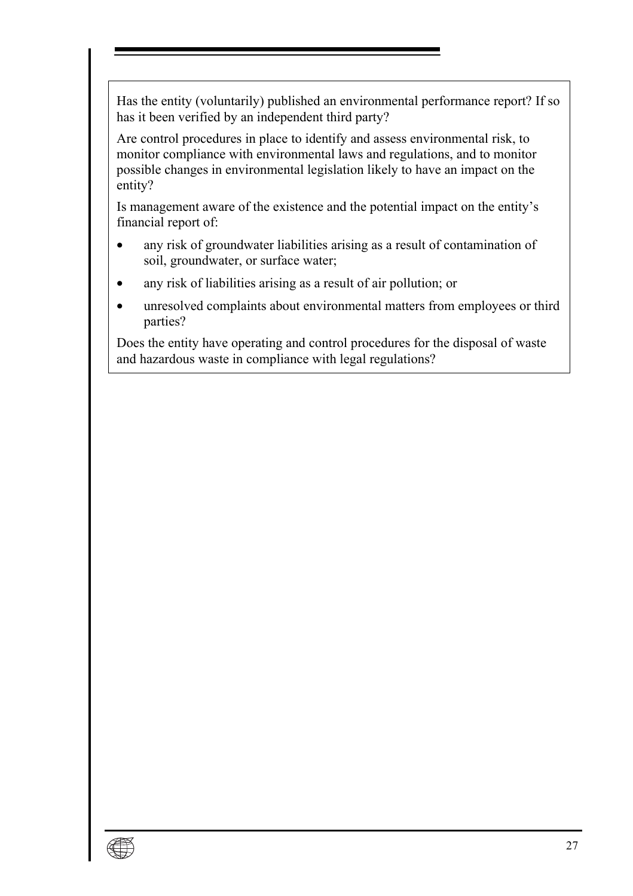Has the entity (voluntarily) published an environmental performance report? If so has it been verified by an independent third party?

Are control procedures in place to identify and assess environmental risk, to monitor compliance with environmental laws and regulations, and to monitor possible changes in environmental legislation likely to have an impact on the entity?

Is management aware of the existence and the potential impact on the entity's financial report of:

- any risk of groundwater liabilities arising as a result of contamination of soil, groundwater, or surface water;
- any risk of liabilities arising as a result of air pollution; or
- unresolved complaints about environmental matters from employees or third parties?

Does the entity have operating and control procedures for the disposal of waste and hazardous waste in compliance with legal regulations?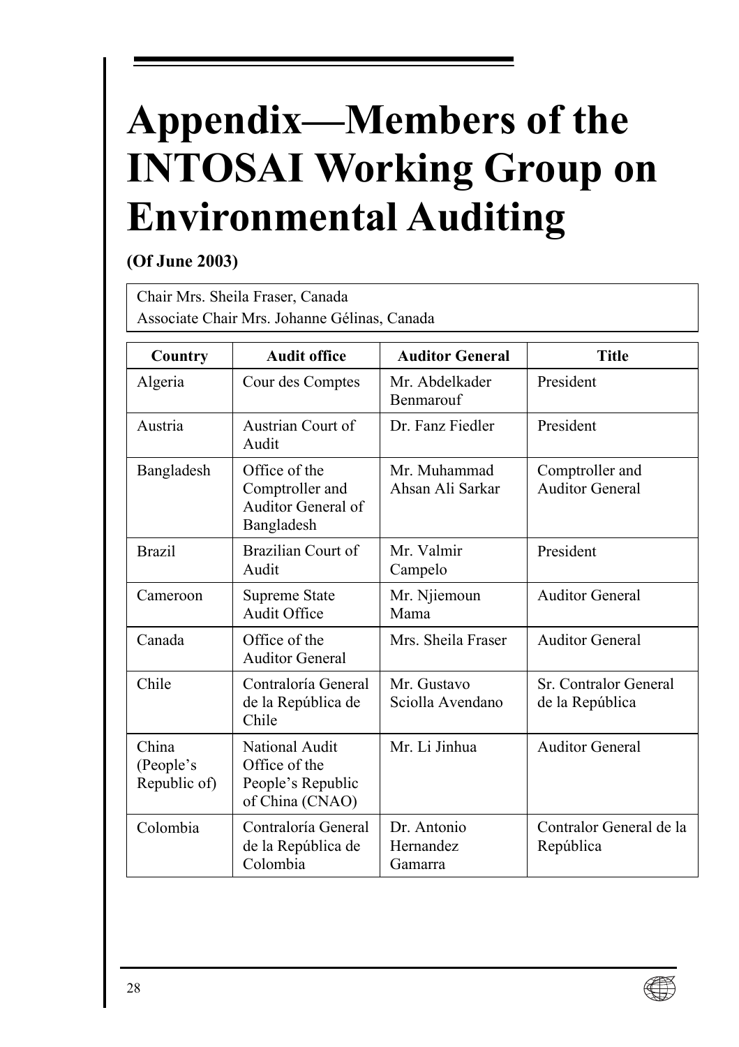# Appendix—Members of the INTOSAI Working Group on Environmental Auditing

**(Of June 2003)**

Chair Mrs. Sheila Fraser, Canada
Associate Chair Mrs. Johanne Gélinas, Canada

| Country | Audit office | Auditor General | Title |
|---|---|---|---|
| Algeria | Cour des Comptes | Mr. Abdelkader Benmarouf | President |
| Austria | Austrian Court of Audit | Dr. Fanz Fiedler | President |
| Bangladesh | Office of the Comptroller and Auditor General of Bangladesh | Mr. Muhammad Ahsan Ali Sarkar | Comptroller and Auditor General |
| Brazil | Brazilian Court of Audit | Mr. Valmir Campelo | President |
| Cameroon | Supreme State Audit Office | Mr. Njiemoun Mama | Auditor General |
| Canada | Office of the Auditor General | Mrs. Sheila Fraser | Auditor General |
| Chile | Contraloría General de la República de Chile | Mr. Gustavo Sciolla Avendano | Sr. Contralor General de la República |
| China (People's Republic of) | National Audit Office of the People's Republic of China (CNAO) | Mr. Li Jinhua | Auditor General |
| Colombia | Contraloría General de la República de Colombia | Dr. Antonio Hernandez Gamarra | Contralor General de la República |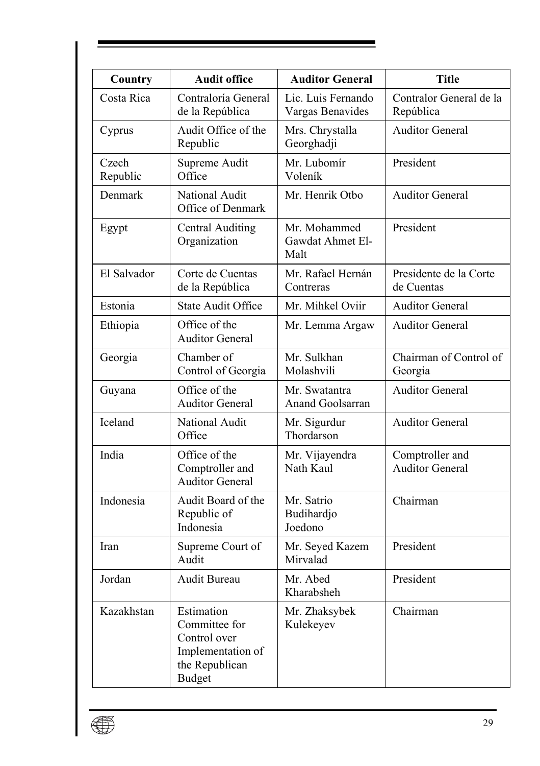| Country | Audit office | Auditor General | Title |
|---|---|---|---|
| Costa Rica | Contraloría General de la República | Lic. Luis Fernando Vargas Benavides | Contralor General de la República |
| Cyprus | Audit Office of the Republic | Mrs. Chrystalla Georghadji | Auditor General |
| Czech Republic | Supreme Audit Office | Mr. Lubomír Voleník | President |
| Denmark | National Audit Office of Denmark | Mr. Henrik Otbo | Auditor General |
| Egypt | Central Auditing Organization | Mr. Mohammed Gawdat Ahmet El-Malt | President |
| El Salvador | Corte de Cuentas de la República | Mr. Rafael Hernán Contreras | Presidente de la Corte de Cuentas |
| Estonia | State Audit Office | Mr. Mihkel Oviir | Auditor General |
| Ethiopia | Office of the Auditor General | Mr. Lemma Argaw | Auditor General |
| Georgia | Chamber of Control of Georgia | Mr. Sulkhan Molashvili | Chairman of Control of Georgia |
| Guyana | Office of the Auditor General | Mr. Swatantra Anand Goolsarran | Auditor General |
| Iceland | National Audit Office | Mr. Sigurdur Thordarson | Auditor General |
| India | Office of the Comptroller and Auditor General | Mr. Vijayendra Nath Kaul | Comptroller and Auditor General |
| Indonesia | Audit Board of the Republic of Indonesia | Mr. Satrio Budihardjo Joedono | Chairman |
| Iran | Supreme Court of Audit | Mr. Seyed Kazem Mirvalad | President |
| Jordan | Audit Bureau | Mr. Abed Kharabsheh | President |
| Kazakhstan | Estimation Committee for Control over Implementation of the Republican Budget | Mr. Zhaksybek Kulekeyev | Chairman |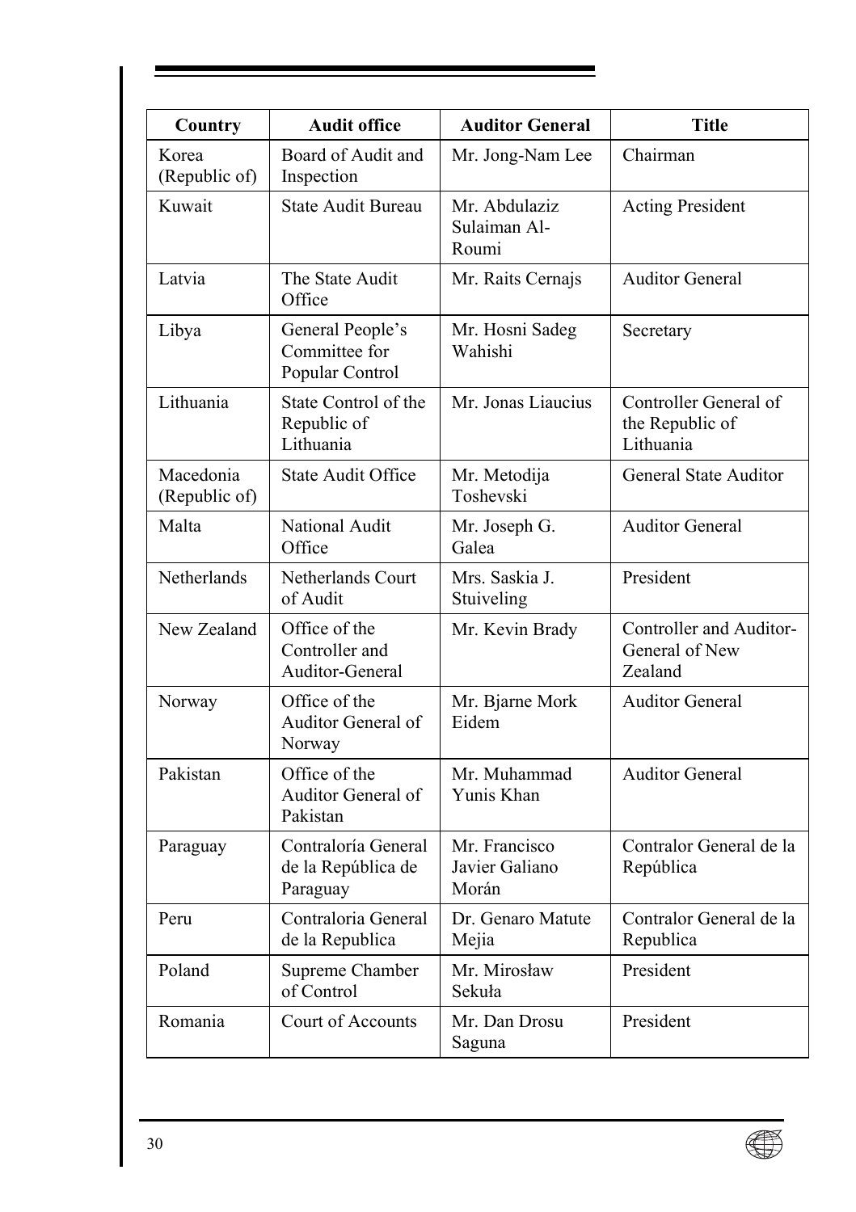| Country | Audit office | Auditor General | Title |
|---|---|---|---|
| Korea (Republic of) | Board of Audit and Inspection | Mr. Jong-Nam Lee | Chairman |
| Kuwait | State Audit Bureau | Mr. Abdulaziz Sulaiman Al-Roumi | Acting President |
| Latvia | The State Audit Office | Mr. Raits Cernajs | Auditor General |
| Libya | General People's Committee for Popular Control | Mr. Hosni Sadeg Wahishi | Secretary |
| Lithuania | State Control of the Republic of Lithuania | Mr. Jonas Liaucius | Controller General of the Republic of Lithuania |
| Macedonia (Republic of) | State Audit Office | Mr. Metodija Toshevski | General State Auditor |
| Malta | National Audit Office | Mr. Joseph G. Galea | Auditor General |
| Netherlands | Netherlands Court of Audit | Mrs. Saskia J. Stuiveling | President |
| New Zealand | Office of the Controller and Auditor-General | Mr. Kevin Brady | Controller and Auditor-General of New Zealand |
| Norway | Office of the Auditor General of Norway | Mr. Bjarne Mork Eidem | Auditor General |
| Pakistan | Office of the Auditor General of Pakistan | Mr. Muhammad Yunis Khan | Auditor General |
| Paraguay | Contraloría General de la República de Paraguay | Mr. Francisco Javier Galiano Morán | Contralor General de la República |
| Peru | Contraloria General de la Republica | Dr. Genaro Matute Mejia | Contralor General de la Republica |
| Poland | Supreme Chamber of Control | Mr. Mirosław Sekuła | President |
| Romania | Court of Accounts | Mr. Dan Drosu Saguna | President |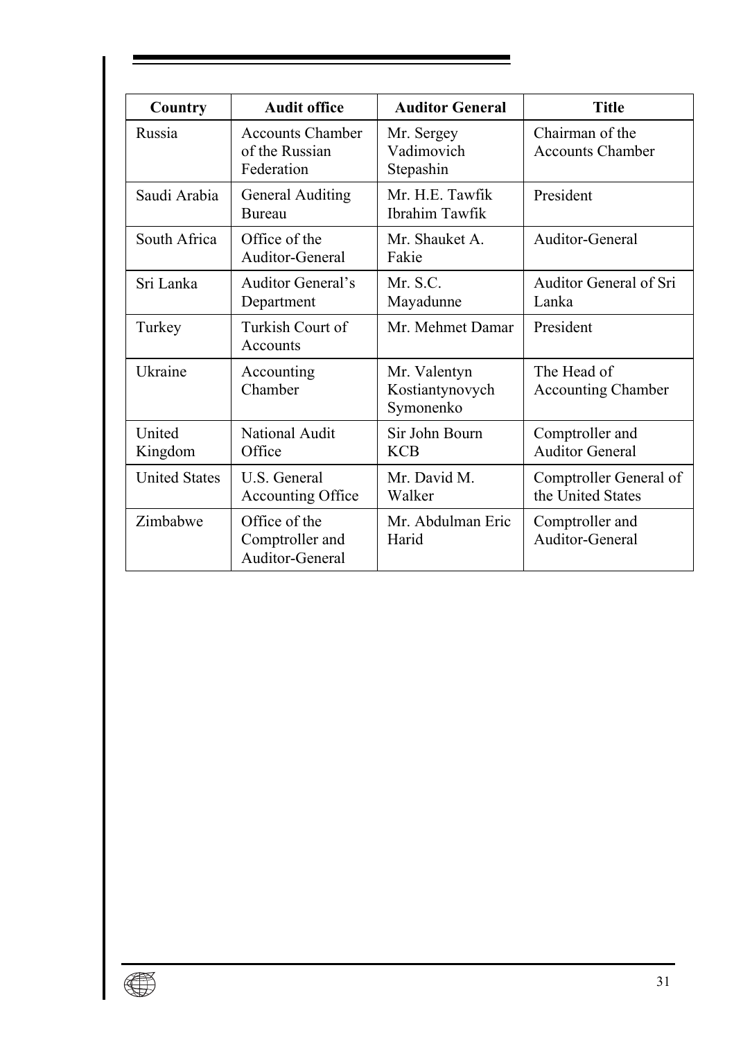| Country | Audit office | Auditor General | Title |
|---|---|---|---|
| Russia | Accounts Chamber of the Russian Federation | Mr. Sergey Vadimovich Stepashin | Chairman of the Accounts Chamber |
| Saudi Arabia | General Auditing Bureau | Mr. H.E. Tawfik Ibrahim Tawfik | President |
| South Africa | Office of the Auditor-General | Mr. Shauket A. Fakie | Auditor-General |
| Sri Lanka | Auditor General's Department | Mr. S.C. Mayadunne | Auditor General of Sri Lanka |
| Turkey | Turkish Court of Accounts | Mr. Mehmet Damar | President |
| Ukraine | Accounting Chamber | Mr. Valentyn Kostiantynovych Symonenko | The Head of Accounting Chamber |
| United Kingdom | National Audit Office | Sir John Bourn KCB | Comptroller and Auditor General |
| United States | U.S. General Accounting Office | Mr. David M. Walker | Comptroller General of the United States |
| Zimbabwe | Office of the Comptroller and Auditor-General | Mr. Abdulman Eric Harid | Comptroller and Auditor-General |